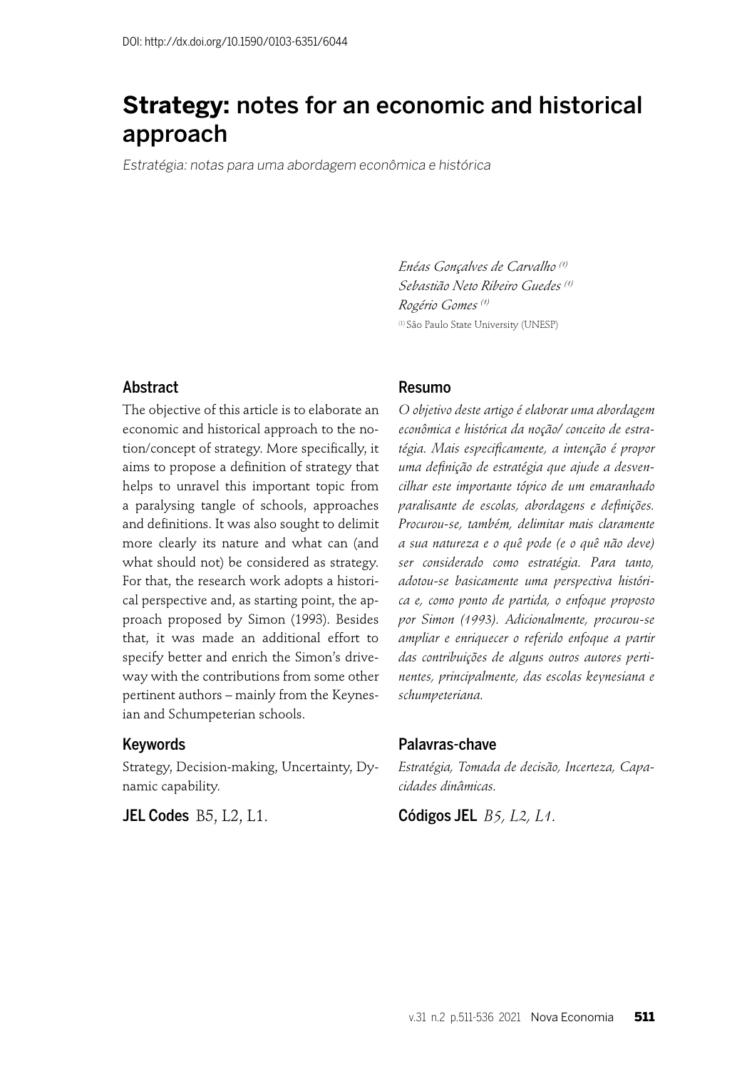DOI: http://dx.doi.org/10.1590/0103-6351/6044

# **Strategy:** notes for an economic and historical approach

*Estratégia: notas para uma abordagem econômica e histórica*

*Enéas Gonçalves de Carvalho* [1]
*Sebastião Neto Ribeiro Guedes* [1]
*Rogério Gomes* [1]

[1] São Paulo State University (UNESP)

## Abstract

The objective of this article is to elaborate an economic and historical approach to the notion/concept of strategy. More specifically, it aims to propose a definition of strategy that helps to unravel this important topic from a paralysing tangle of schools, approaches and definitions. It was also sought to delimit more clearly its nature and what can (and what should not) be considered as strategy. For that, the research work adopts a historical perspective and, as starting point, the approach proposed by Simon (1993). Besides that, it was made an additional effort to specify better and enrich the Simon's driveway with the contributions from some other pertinent authors – mainly from the Keynesian and Schumpeterian schools.

## Keywords

Strategy, Decision-making, Uncertainty, Dynamic capability.

**JEL Codes** B5, L2, L1.

## Resumo

*O objetivo deste artigo é elaborar uma abordagem econômica e histórica da noção/ conceito de estratégia. Mais especificamente, a intenção é propor uma definição de estratégia que ajude a desvencilhar este importante tópico de um emaranhado paralisante de escolas, abordagens e definições. Procurou-se, também, delimitar mais claramente a sua natureza e o quê pode (e o quê não deve) ser considerado como estratégia. Para tanto, adotou-se basicamente uma perspectiva histórica e, como ponto de partida, o enfoque proposto por Simon (1993). Adicionalmente, procurou-se ampliar e enriquecer o referido enfoque a partir das contribuições de alguns outros autores pertinentes, principalmente, das escolas keynesiana e schumpeteriana.*

## Palavras-chave

*Estratégia, Tomada de decisão, Incerteza, Capacidades dinâmicas.*

**Códigos JEL** *B5, L2, L1.*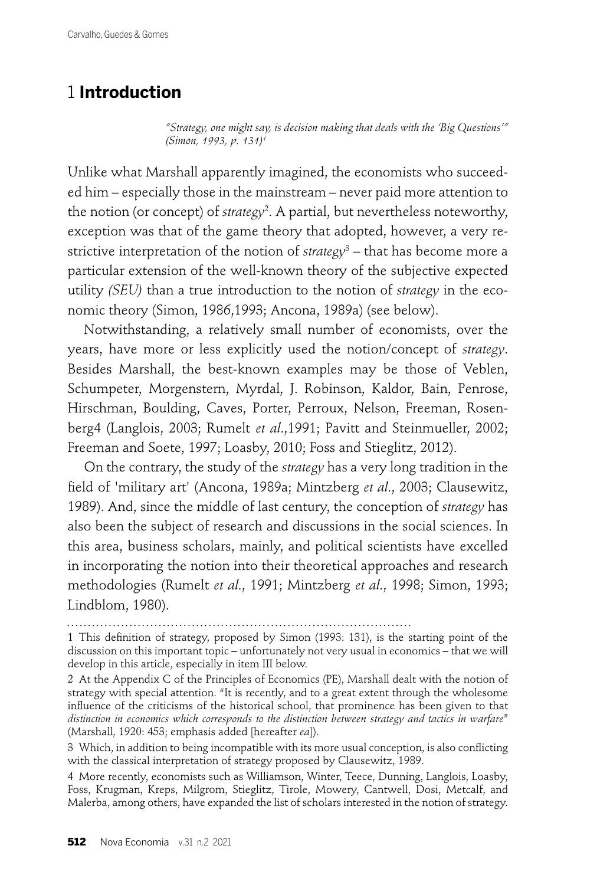# 1 **Introduction**

> *"Strategy, one might say, is decision making that deals with the 'Big Questions'"* (Simon, 1993, p. 131)[1]

Unlike what Marshall apparently imagined, the economists who succeeded him – especially those in the mainstream – never paid more attention to the notion (or concept) of *strategy*[2]. A partial, but nevertheless noteworthy, exception was that of the game theory that adopted, however, a very restrictive interpretation of the notion of *strategy*[3] – that has become more a particular extension of the well-known theory of the subjective expected utility *(SEU)* than a true introduction to the notion of *strategy* in the economic theory (Simon, 1986,1993; Ancona, 1989a) (see below).

Notwithstanding, a relatively small number of economists, over the years, have more or less explicitly used the notion/concept of *strategy*. Besides Marshall, the best-known examples may be those of Veblen, Schumpeter, Morgenstern, Myrdal, J. Robinson, Kaldor, Bain, Penrose, Hirschman, Boulding, Caves, Porter, Perroux, Nelson, Freeman, Rosenberg4 (Langlois, 2003; Rumelt *et al*.,1991; Pavitt and Steinmueller, 2002; Freeman and Soete, 1997; Loasby, 2010; Foss and Stieglitz, 2012).

On the contrary, the study of the *strategy* has a very long tradition in the field of 'military art' (Ancona, 1989a; Mintzberg *et al*., 2003; Clausewitz, 1989). And, since the middle of last century, the conception of *strategy* has also been the subject of research and discussions in the social sciences. In this area, business scholars, mainly, and political scientists have excelled in incorporating the notion into their theoretical approaches and research methodologies (Rumelt *et al*., 1991; Mintzberg *et al*., 1998; Simon, 1993; Lindblom, 1980).

---

1 This definition of strategy, proposed by Simon (1993: 131), is the starting point of the discussion on this important topic – unfortunately not very usual in economics – that we will develop in this article, especially in item III below.

2 At the Appendix C of the Principles of Economics (PE), Marshall dealt with the notion of strategy with special attention. "It is recently, and to a great extent through the wholesome influence of the criticisms of the historical school, that prominence has been given to that *distinction in economics which corresponds to the distinction between strategy and tactics in warfare*" (Marshall, 1920: 453; emphasis added [hereafter *ea*]).

3 Which, in addition to being incompatible with its more usual conception, is also conflicting with the classical interpretation of strategy proposed by Clausewitz, 1989.

4 More recently, economists such as Williamson, Winter, Teece, Dunning, Langlois, Loasby, Foss, Krugman, Kreps, Milgrom, Stieglitz, Tirole, Mowery, Cantwell, Dosi, Metcalf, and Malerba, among others, have expanded the list of scholars interested in the notion of strategy.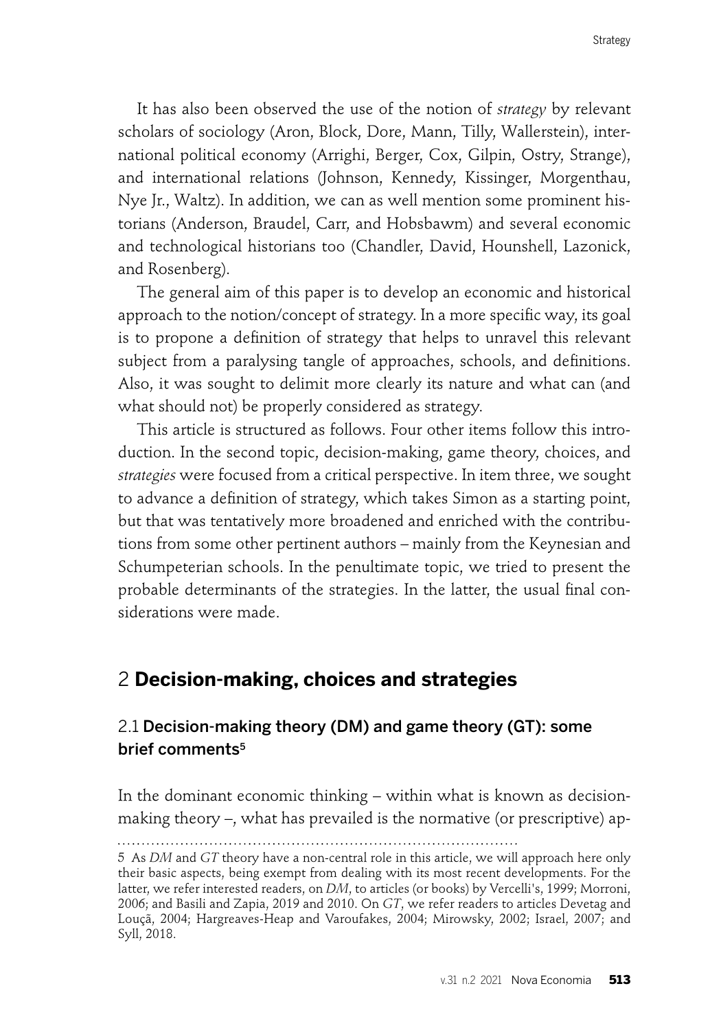It has also been observed the use of the notion of *strategy* by relevant scholars of sociology (Aron, Block, Dore, Mann, Tilly, Wallerstein), international political economy (Arrighi, Berger, Cox, Gilpin, Ostry, Strange), and international relations (Johnson, Kennedy, Kissinger, Morgenthau, Nye Jr., Waltz). In addition, we can as well mention some prominent historians (Anderson, Braudel, Carr, and Hobsbawm) and several economic and technological historians too (Chandler, David, Hounshell, Lazonick, and Rosenberg).

The general aim of this paper is to develop an economic and historical approach to the notion/concept of strategy. In a more specific way, its goal is to propone a definition of strategy that helps to unravel this relevant subject from a paralysing tangle of approaches, schools, and definitions. Also, it was sought to delimit more clearly its nature and what can (and what should not) be properly considered as strategy.

This article is structured as follows. Four other items follow this introduction. In the second topic, decision-making, game theory, choices, and *strategies* were focused from a critical perspective. In item three, we sought to advance a definition of strategy, which takes Simon as a starting point, but that was tentatively more broadened and enriched with the contributions from some other pertinent authors – mainly from the Keynesian and Schumpeterian schools. In the penultimate topic, we tried to present the probable determinants of the strategies. In the latter, the usual final considerations were made.

## 2 **Decision-making, choices and strategies**

### 2.1 Decision-making theory (DM) and game theory (GT): some brief comments[5]

In the dominant economic thinking – within what is known as decision-making theory –, what has prevailed is the normative (or prescriptive) ap-

---

5 As *DM* and *GT* theory have a non-central role in this article, we will approach here only their basic aspects, being exempt from dealing with its most recent developments. For the latter, we refer interested readers, on *DM*, to articles (or books) by Vercelli's, 1999; Morroni, 2006; and Basili and Zapia, 2019 and 2010. On *GT*, we refer readers to articles Devetag and Louçã, 2004; Hargreaves-Heap and Varoufakes, 2004; Mirowsky, 2002; Israel, 2007; and Syll, 2018.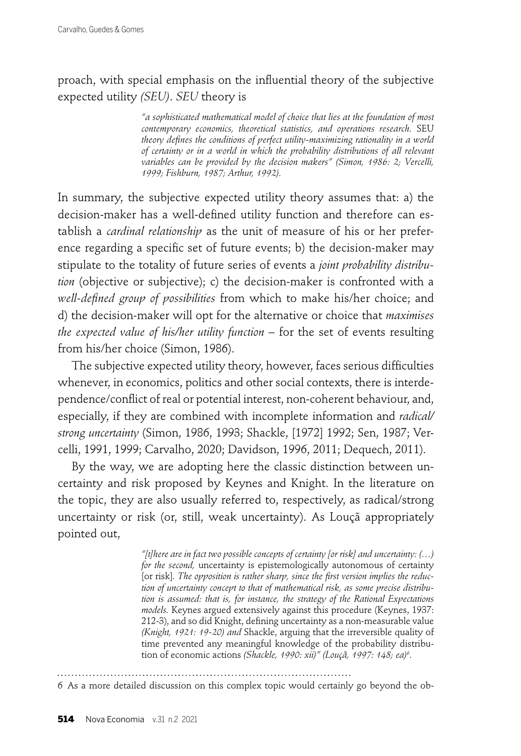proach, with special emphasis on the influential theory of the subjective expected utility *(SEU)*. *SEU* theory is

> *"a sophisticated mathematical model of choice that lies at the foundation of most contemporary economics, theoretical statistics, and operations research.* SEU *theory defines the conditions of perfect utility-maximizing rationality in a world of certainty or in a world in which the probability distributions of all relevant variables can be provided by the decision makers" (Simon, 1986: 2; Vercelli, 1999; Fishburn, 1987; Arthur, 1992).*

In summary, the subjective expected utility theory assumes that: a) the decision-maker has a well-defined utility function and therefore can establish a *cardinal relationship* as the unit of measure of his or her preference regarding a specific set of future events; b) the decision-maker may stipulate to the totality of future series of events a *joint probability distribution* (objective or subjective); c) the decision-maker is confronted with a *well-defined group of possibilities* from which to make his/her choice; and d) the decision-maker will opt for the alternative or choice that *maximises the expected value of his/her utility function* – for the set of events resulting from his/her choice (Simon, 1986).

The subjective expected utility theory, however, faces serious difficulties whenever, in economics, politics and other social contexts, there is interdependence/conflict of real or potential interest, non-coherent behaviour, and, especially, if they are combined with incomplete information and *radical/strong uncertainty* (Simon, 1986, 1993; Shackle, [1972] 1992; Sen, 1987; Vercelli, 1991, 1999; Carvalho, 2020; Davidson, 1996, 2011; Dequech, 2011).

By the way, we are adopting here the classic distinction between uncertainty and risk proposed by Keynes and Knight. In the literature on the topic, they are also usually referred to, respectively, as radical/strong uncertainty or risk (or, still, weak uncertainty). As Louçã appropriately pointed out,

> *"[t]here are in fact two possible concepts of certainty [or risk] and uncertainty: (…) for the second,* uncertainty is epistemologically autonomous of certainty [or risk]. *The opposition is rather sharp, since the first version implies the reduction of uncertainty concept to that of mathematical risk, as some precise distribution is assumed: that is, for instance, the strategy of the Rational Expectations models.* Keynes argued extensively against this procedure (Keynes, 1937: 212-3), and so did Knight, defining uncertainty as a non-measurable value *(Knight, 1921: 19-20) and* Shackle, arguing that the irreversible quality of time prevented any meaningful knowledge of the probability distribution of economic actions *(Shackle, 1990: xii)" (Louçã, 1997: 148; ea)*[6].

6 As a more detailed discussion on this complex topic would certainly go beyond the ob-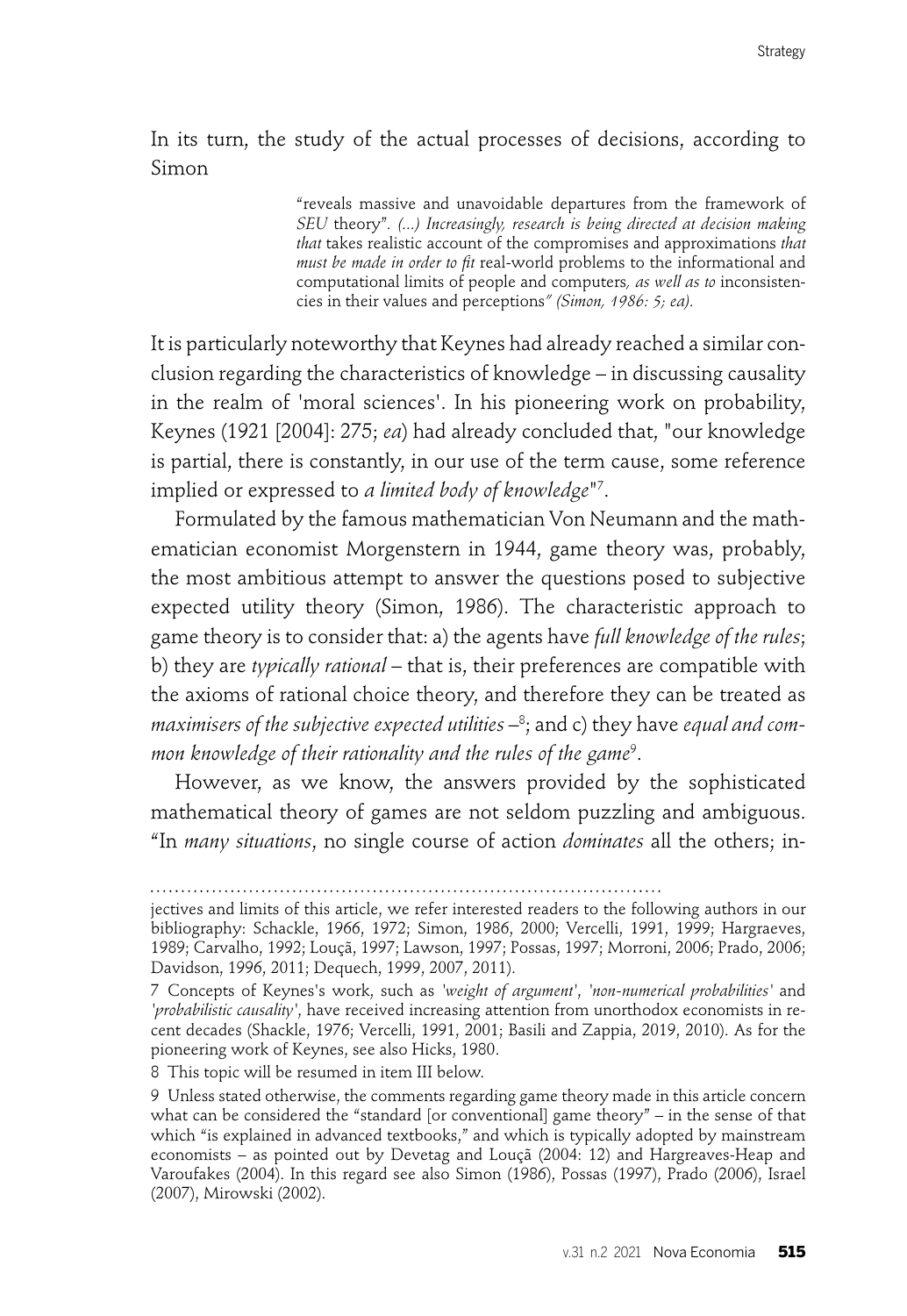In its turn, the study of the actual processes of decisions, according to Simon

> "reveals massive and unavoidable departures from the framework of *SEU* theory". *(...) Increasingly, research is being directed at decision making that* takes realistic account of the compromises and approximations *that must be made in order to fit* real-world problems to the informational and computational limits of people and computers*, as well as to* inconsistencies in their values and perceptions*" (Simon, 1986: 5; ea).*

It is particularly noteworthy that Keynes had already reached a similar conclusion regarding the characteristics of knowledge – in discussing causality in the realm of 'moral sciences'. In his pioneering work on probability, Keynes (1921 [2004]: 275; *ea*) had already concluded that, "our knowledge is partial, there is constantly, in our use of the term cause, some reference implied or expressed to *a limited body of knowledge*"[7].

Formulated by the famous mathematician Von Neumann and the mathematician economist Morgenstern in 1944, game theory was, probably, the most ambitious attempt to answer the questions posed to subjective expected utility theory (Simon, 1986). The characteristic approach to game theory is to consider that: a) the agents have *full knowledge of the rules*; b) they are *typically rational* – that is, their preferences are compatible with the axioms of rational choice theory, and therefore they can be treated as *maximisers of the subjective expected utilities* –[8]; and c) they have *equal and common knowledge of their rationality and the rules of the game*[9].

However, as we know, the answers provided by the sophisticated mathematical theory of games are not seldom puzzling and ambiguous. "In *many situations*, no single course of action *dominates* all the others; in-

---

jectives and limits of this article, we refer interested readers to the following authors in our bibliography: Schackle, 1966, 1972; Simon, 1986, 2000; Vercelli, 1991, 1999; Hargraeves, 1989; Carvalho, 1992; Louçã, 1997; Lawson, 1997; Possas, 1997; Morroni, 2006; Prado, 2006; Davidson, 1996, 2011; Dequech, 1999, 2007, 2011).

7 Concepts of Keynes's work, such as *'weight of argument'*, *'non-numerical probabilities'* and *'probabilistic causality'*, have received increasing attention from unorthodox economists in recent decades (Shackle, 1976; Vercelli, 1991, 2001; Basili and Zappia, 2019, 2010). As for the pioneering work of Keynes, see also Hicks, 1980.

8 This topic will be resumed in item III below.

9 Unless stated otherwise, the comments regarding game theory made in this article concern what can be considered the "standard [or conventional] game theory" – in the sense of that which "is explained in advanced textbooks," and which is typically adopted by mainstream economists – as pointed out by Devetag and Louçã (2004: 12) and Hargreaves-Heap and Varoufakes (2004). In this regard see also Simon (1986), Possas (1997), Prado (2006), Israel (2007), Mirowski (2002).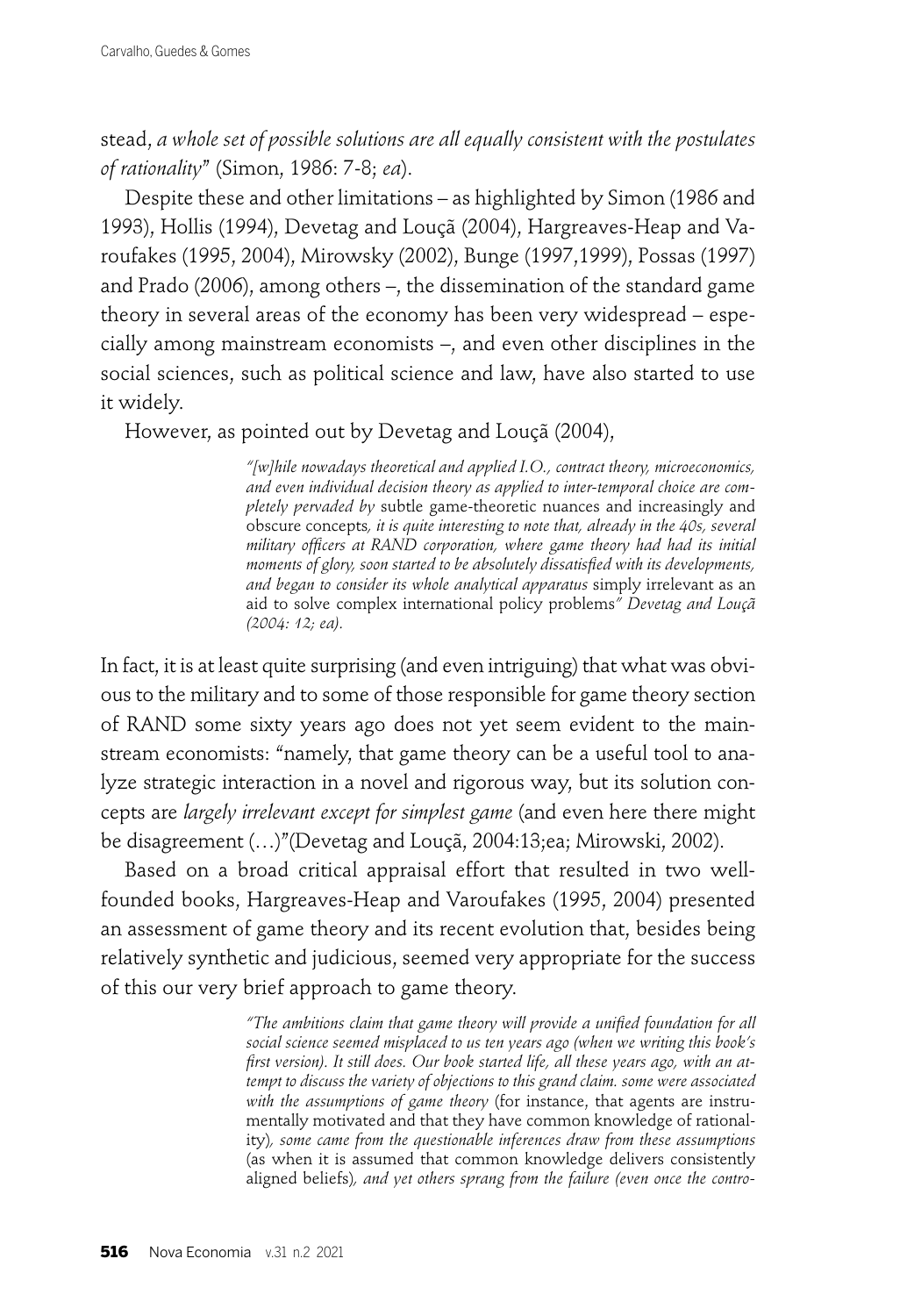stead, *a whole set of possible solutions are all equally consistent with the postulates of rationality*" (Simon, 1986: 7-8; *ea*).

Despite these and other limitations – as highlighted by Simon (1986 and 1993), Hollis (1994), Devetag and Louçã (2004), Hargreaves-Heap and Varoufakes (1995, 2004), Mirowsky (2002), Bunge (1997,1999), Possas (1997) and Prado (2006), among others –, the dissemination of the standard game theory in several areas of the economy has been very widespread – especially among mainstream economists –, and even other disciplines in the social sciences, such as political science and law, have also started to use it widely.

However, as pointed out by Devetag and Louçã (2004),

> *"[w]hile nowadays theoretical and applied I.O., contract theory, microeconomics, and even individual decision theory as applied to inter-temporal choice are completely pervaded by* subtle game-theoretic nuances and increasingly and obscure concepts*, it is quite interesting to note that, already in the 40s, several military officers at RAND corporation, where game theory had had its initial moments of glory, soon started to be absolutely dissatisfied with its developments, and began to consider its whole analytical apparatus* simply irrelevant as an aid to solve complex international policy problems*" Devetag and Louçã (2004: 12; ea).*

In fact, it is at least quite surprising (and even intriguing) that what was obvious to the military and to some of those responsible for game theory section of RAND some sixty years ago does not yet seem evident to the mainstream economists: "namely, that game theory can be a useful tool to analyze strategic interaction in a novel and rigorous way, but its solution concepts are *largely irrelevant except for simplest game* (and even here there might be disagreement (…)"(Devetag and Louçã, 2004:13;ea; Mirowski, 2002).

Based on a broad critical appraisal effort that resulted in two well-founded books, Hargreaves-Heap and Varoufakes (1995, 2004) presented an assessment of game theory and its recent evolution that, besides being relatively synthetic and judicious, seemed very appropriate for the success of this our very brief approach to game theory.

> *"The ambitions claim that game theory will provide a unified foundation for all social science seemed misplaced to us ten years ago (when we writing this book's first version). It still does. Our book started life, all these years ago, with an attempt to discuss the variety of objections to this grand claim. some were associated with the assumptions of game theory* (for instance, that agents are instrumentally motivated and that they have common knowledge of rationality)*, some came from the questionable inferences draw from these assumptions* (as when it is assumed that common knowledge delivers consistently aligned beliefs)*, and yet others sprang from the failure (even once the contro-*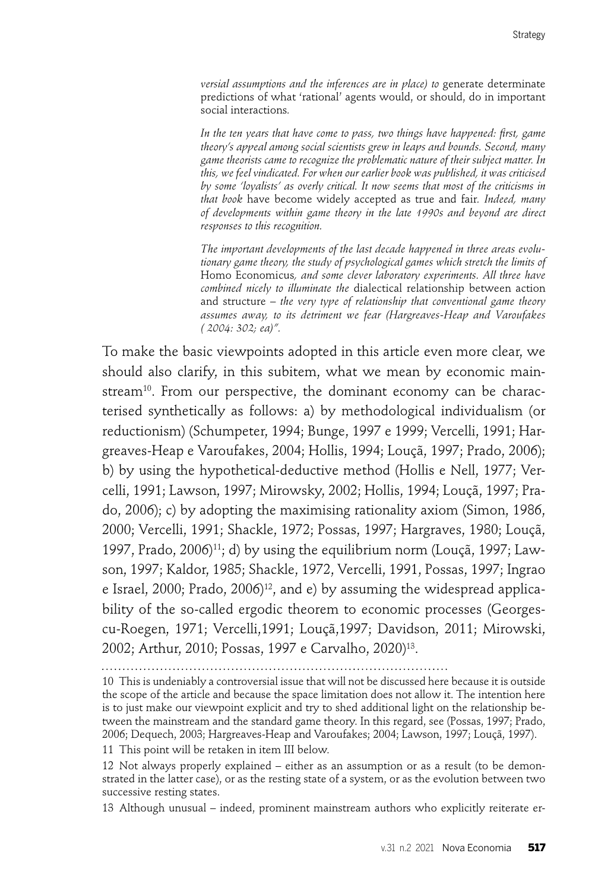*versial assumptions and the inferences are in place) to* generate determinate predictions of what 'rational' agents would, or should, do in important social interactions.

> *In the ten years that have come to pass, two things have happened: first, game theory's appeal among social scientists grew in leaps and bounds. Second, many game theorists came to recognize the problematic nature of their subject matter. In this, we feel vindicated. For when our earlier book was published, it was criticised by some 'loyalists' as overly critical. It now seems that most of the criticisms in that book* have become widely accepted as true and fair. *Indeed, many of developments within game theory in the late 1990s and beyond are direct responses to this recognition.*
>
> *The important developments of the last decade happened in three areas evolutionary game theory, the study of psychological games which stretch the limits of* Homo Economicus*, and some clever laboratory experiments. All three have combined nicely to illuminate the* dialectical relationship between action and structure – *the very type of relationship that conventional game theory assumes away, to its detriment we fear (Hargreaves-Heap and Varoufakes ( 2004: 302; ea)".*

To make the basic viewpoints adopted in this article even more clear, we should also clarify, in this subitem, what we mean by economic mainstream[10]. From our perspective, the dominant economy can be characterised synthetically as follows: a) by methodological individualism (or reductionism) (Schumpeter, 1994; Bunge, 1997 e 1999; Vercelli, 1991; Hargreaves-Heap e Varoufakes, 2004; Hollis, 1994; Louçã, 1997; Prado, 2006); b) by using the hypothetical-deductive method (Hollis e Nell, 1977; Vercelli, 1991; Lawson, 1997; Mirowsky, 2002; Hollis, 1994; Louçã, 1997; Prado, 2006); c) by adopting the maximising rationality axiom (Simon, 1986, 2000; Vercelli, 1991; Shackle, 1972; Possas, 1997; Hargraves, 1980; Louçã, 1997, Prado, 2006)[11]; d) by using the equilibrium norm (Louçã, 1997; Lawson, 1997; Kaldor, 1985; Shackle, 1972, Vercelli, 1991, Possas, 1997; Ingrao e Israel, 2000; Prado, 2006)[12], and e) by assuming the widespread applicability of the so-called ergodic theorem to economic processes (Georgescu-Roegen, 1971; Vercelli,1991; Louçã,1997; Davidson, 2011; Mirowski, 2002; Arthur, 2010; Possas, 1997 e Carvalho, 2020)[13].

---

10 This is undeniably a controversial issue that will not be discussed here because it is outside the scope of the article and because the space limitation does not allow it. The intention here is to just make our viewpoint explicit and try to shed additional light on the relationship between the mainstream and the standard game theory. In this regard, see (Possas, 1997; Prado, 2006; Dequech, 2003; Hargreaves-Heap and Varoufakes; 2004; Lawson, 1997; Louçã, 1997).

11 This point will be retaken in item III below.

12 Not always properly explained – either as an assumption or as a result (to be demonstrated in the latter case), or as the resting state of a system, or as the evolution between two successive resting states.

13 Although unusual – indeed, prominent mainstream authors who explicitly reiterate er-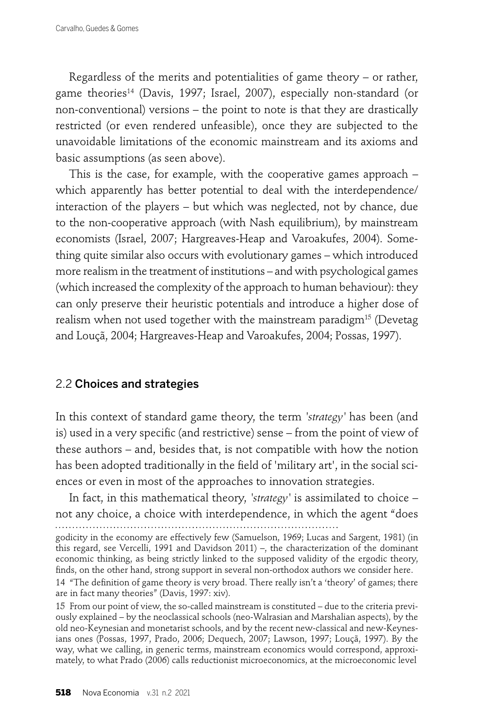Regardless of the merits and potentialities of game theory – or rather, game theories[14] (Davis, 1997; Israel, 2007), especially non-standard (or non-conventional) versions – the point to note is that they are drastically restricted (or even rendered unfeasible), once they are subjected to the unavoidable limitations of the economic mainstream and its axioms and basic assumptions (as seen above).

This is the case, for example, with the cooperative games approach – which apparently has better potential to deal with the interdependence/interaction of the players – but which was neglected, not by chance, due to the non-cooperative approach (with Nash equilibrium), by mainstream economists (Israel, 2007; Hargreaves-Heap and Varoakufes, 2004). Something quite similar also occurs with evolutionary games – which introduced more realism in the treatment of institutions – and with psychological games (which increased the complexity of the approach to human behaviour): they can only preserve their heuristic potentials and introduce a higher dose of realism when not used together with the mainstream paradigm[15] (Devetag and Louçã, 2004; Hargreaves-Heap and Varoakufes, 2004; Possas, 1997).

## 2.2 Choices and strategies

In this context of standard game theory, the term '*strategy*' has been (and is) used in a very specific (and restrictive) sense – from the point of view of these authors – and, besides that, is not compatible with how the notion has been adopted traditionally in the field of 'military art', in the social sciences or even in most of the approaches to innovation strategies.

In fact, in this mathematical theory, '*strategy*' is assimilated to choice – not any choice, a choice with interdependence, in which the agent "does

---

godicity in the economy are effectively few (Samuelson, 1969; Lucas and Sargent, 1981) (in this regard, see Vercelli, 1991 and Davidson 2011) –, the characterization of the dominant economic thinking, as being strictly linked to the supposed validity of the ergodic theory, finds, on the other hand, strong support in several non-orthodox authors we consider here.

14 "The definition of game theory is very broad. There really isn't a 'theory' of games; there are in fact many theories" (Davis, 1997: xiv).

15 From our point of view, the so-called mainstream is constituted – due to the criteria previously explained – by the neoclassical schools (neo-Walrasian and Marshalian aspects), by the old neo-Keynesian and monetarist schools, and by the recent new-classical and new-Keynesians ones (Possas, 1997, Prado, 2006; Dequech, 2007; Lawson, 1997; Louçã, 1997). By the way, what we calling, in generic terms, mainstream economics would correspond, approximately, to what Prado (2006) calls reductionist microeconomics, at the microeconomic level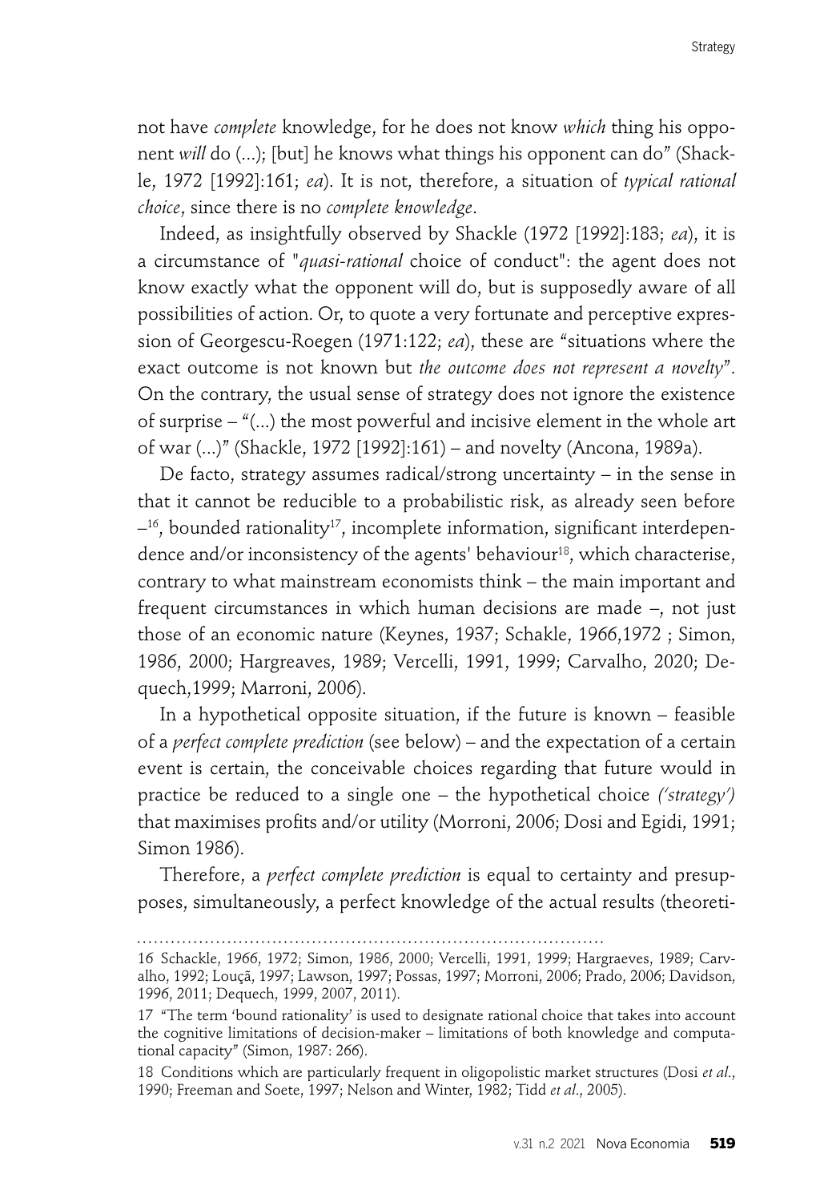not have *complete* knowledge, for he does not know *which* thing his opponent *will* do (...); [but] he knows what things his opponent can do" (Shackle, 1972 [1992]:161; *ea*). It is not, therefore, a situation of *typical rational choice*, since there is no *complete knowledge*.

Indeed, as insightfully observed by Shackle (1972 [1992]:183; *ea*), it is a circumstance of "*quasi-rational* choice of conduct": the agent does not know exactly what the opponent will do, but is supposedly aware of all possibilities of action. Or, to quote a very fortunate and perceptive expression of Georgescu-Roegen (1971:122; *ea*), these are "situations where the exact outcome is not known but *the outcome does not represent a novelty*". On the contrary, the usual sense of strategy does not ignore the existence of surprise – "(...) the most powerful and incisive element in the whole art of war (...)" (Shackle, 1972 [1992]:161) – and novelty (Ancona, 1989a).

De facto, strategy assumes radical/strong uncertainty – in the sense in that it cannot be reducible to a probabilistic risk, as already seen before –[16], bounded rationality[17], incomplete information, significant interdependence and/or inconsistency of the agents' behaviour[18], which characterise, contrary to what mainstream economists think – the main important and frequent circumstances in which human decisions are made –, not just those of an economic nature (Keynes, 1937; Schakle, 1966,1972 ; Simon, 1986, 2000; Hargreaves, 1989; Vercelli, 1991, 1999; Carvalho, 2020; Dequech,1999; Marroni, 2006).

In a hypothetical opposite situation, if the future is known – feasible of a *perfect complete prediction* (see below) – and the expectation of a certain event is certain, the conceivable choices regarding that future would in practice be reduced to a single one – the hypothetical choice *('strategy')* that maximises profits and/or utility (Morroni, 2006; Dosi and Egidi, 1991; Simon 1986).

Therefore, a *perfect complete prediction* is equal to certainty and presupposes, simultaneously, a perfect knowledge of the actual results (theoreti-

---

16 Schackle, 1966, 1972; Simon, 1986, 2000; Vercelli, 1991, 1999; Hargraeves, 1989; Carvalho, 1992; Louçã, 1997; Lawson, 1997; Possas, 1997; Morroni, 2006; Prado, 2006; Davidson, 1996, 2011; Dequech, 1999, 2007, 2011).

17 "The term 'bound rationality' is used to designate rational choice that takes into account the cognitive limitations of decision-maker – limitations of both knowledge and computational capacity" (Simon, 1987: 266).

18 Conditions which are particularly frequent in oligopolistic market structures (Dosi *et al*., 1990; Freeman and Soete, 1997; Nelson and Winter, 1982; Tidd *et al*., 2005).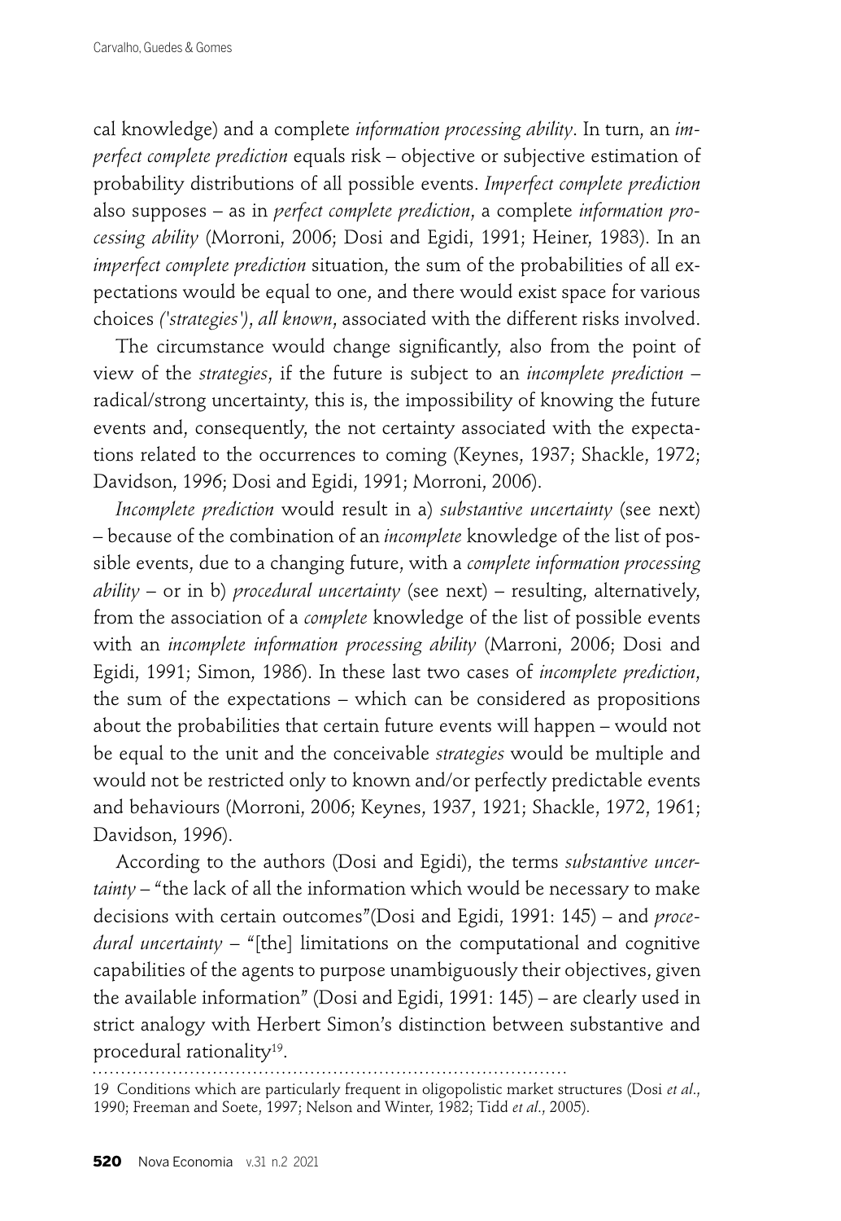cal knowledge) and a complete *information processing ability*. In turn, an *imperfect complete prediction* equals risk – objective or subjective estimation of probability distributions of all possible events. *Imperfect complete prediction* also supposes – as in *perfect complete prediction*, a complete *information processing ability* (Morroni, 2006; Dosi and Egidi, 1991; Heiner, 1983). In an *imperfect complete prediction* situation, the sum of the probabilities of all expectations would be equal to one, and there would exist space for various choices *('strategies'), all known*, associated with the different risks involved.

The circumstance would change significantly, also from the point of view of the *strategies*, if the future is subject to an *incomplete prediction* – radical/strong uncertainty, this is, the impossibility of knowing the future events and, consequently, the not certainty associated with the expectations related to the occurrences to coming (Keynes, 1937; Shackle, 1972; Davidson, 1996; Dosi and Egidi, 1991; Morroni, 2006).

*Incomplete prediction* would result in a) *substantive uncertainty* (see next) – because of the combination of an *incomplete* knowledge of the list of possible events, due to a changing future, with a *complete information processing ability* – or in b) *procedural uncertainty* (see next) – resulting, alternatively, from the association of a *complete* knowledge of the list of possible events with an *incomplete information processing ability* (Marroni, 2006; Dosi and Egidi, 1991; Simon, 1986). In these last two cases of *incomplete prediction*, the sum of the expectations – which can be considered as propositions about the probabilities that certain future events will happen – would not be equal to the unit and the conceivable *strategies* would be multiple and would not be restricted only to known and/or perfectly predictable events and behaviours (Morroni, 2006; Keynes, 1937, 1921; Shackle, 1972, 1961; Davidson, 1996).

According to the authors (Dosi and Egidi), the terms *substantive uncertainty* – "the lack of all the information which would be necessary to make decisions with certain outcomes"(Dosi and Egidi, 1991: 145) – and *procedural uncertainty* – "[the] limitations on the computational and cognitive capabilities of the agents to purpose unambiguously their objectives, given the available information" (Dosi and Egidi, 1991: 145) – are clearly used in strict analogy with Herbert Simon's distinction between substantive and procedural rationality[19].

---

19 Conditions which are particularly frequent in oligopolistic market structures (Dosi *et al*., 1990; Freeman and Soete, 1997; Nelson and Winter, 1982; Tidd *et al*., 2005).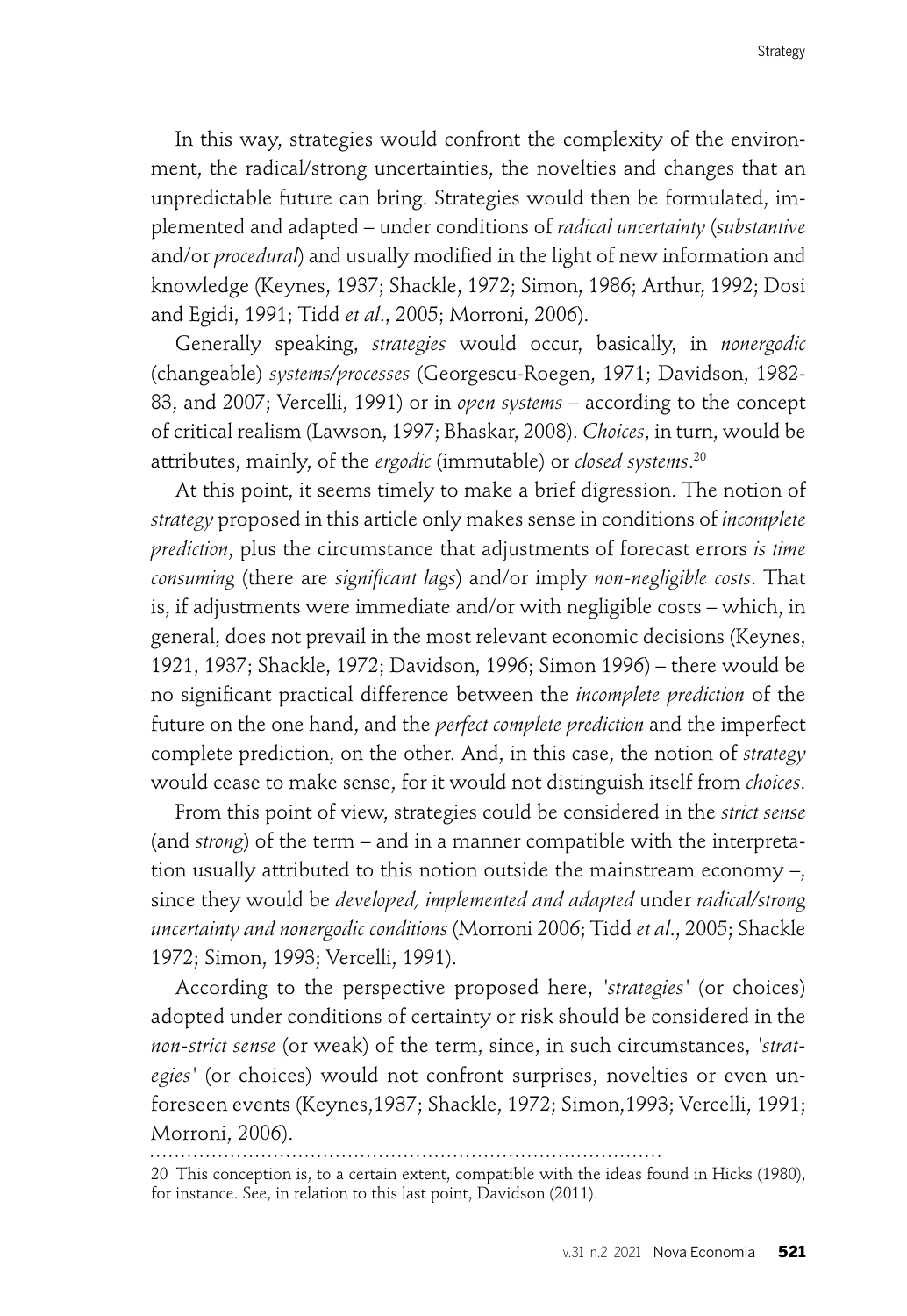In this way, strategies would confront the complexity of the environment, the radical/strong uncertainties, the novelties and changes that an unpredictable future can bring. Strategies would then be formulated, implemented and adapted – under conditions of *radical uncertainty* (*substantive* and/or *procedural*) and usually modified in the light of new information and knowledge (Keynes, 1937; Shackle, 1972; Simon, 1986; Arthur, 1992; Dosi and Egidi, 1991; Tidd *et al*., 2005; Morroni, 2006).

Generally speaking, *strategies* would occur, basically, in *nonergodic* (changeable) *systems/processes* (Georgescu-Roegen, 1971; Davidson, 1982-83, and 2007; Vercelli, 1991) or in *open systems* – according to the concept of critical realism (Lawson, 1997; Bhaskar, 2008). *Choices*, in turn, would be attributes, mainly, of the *ergodic* (immutable) or *closed systems*.[20]

At this point, it seems timely to make a brief digression. The notion of *strategy* proposed in this article only makes sense in conditions of *incomplete prediction*, plus the circumstance that adjustments of forecast errors *is time consuming* (there are *significant lags*) and/or imply *non-negligible costs*. That is, if adjustments were immediate and/or with negligible costs – which, in general, does not prevail in the most relevant economic decisions (Keynes, 1921, 1937; Shackle, 1972; Davidson, 1996; Simon 1996) – there would be no significant practical difference between the *incomplete prediction* of the future on the one hand, and the *perfect complete prediction* and the imperfect complete prediction, on the other. And, in this case, the notion of *strategy* would cease to make sense, for it would not distinguish itself from *choices*.

From this point of view, strategies could be considered in the *strict sense* (and *strong*) of the term – and in a manner compatible with the interpretation usually attributed to this notion outside the mainstream economy –, since they would be *developed, implemented and adapted* under *radical/strong uncertainty and nonergodic conditions* (Morroni 2006; Tidd *et al*., 2005; Shackle 1972; Simon, 1993; Vercelli, 1991).

According to the perspective proposed here, '*strategies*' (or choices) adopted under conditions of certainty or risk should be considered in the *non-strict sense* (or weak) of the term, since, in such circumstances, '*strategies*' (or choices) would not confront surprises, novelties or even unforeseen events (Keynes,1937; Shackle, 1972; Simon,1993; Vercelli, 1991; Morroni, 2006).

---

20 This conception is, to a certain extent, compatible with the ideas found in Hicks (1980), for instance. See, in relation to this last point, Davidson (2011).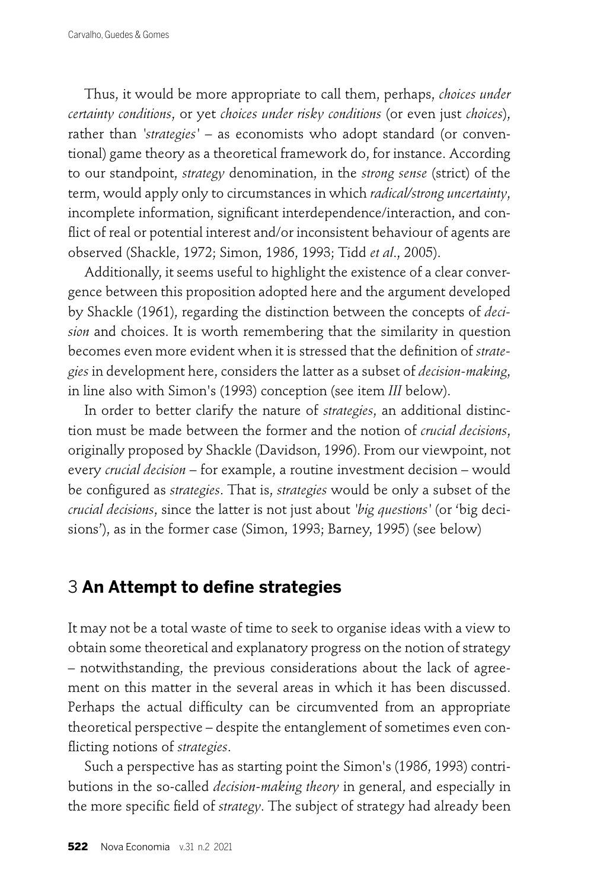Thus, it would be more appropriate to call them, perhaps, *choices under certainty conditions*, or yet *choices under risky conditions* (or even just *choices*), rather than *'strategies'* – as economists who adopt standard (or conventional) game theory as a theoretical framework do, for instance. According to our standpoint, *strategy* denomination, in the *strong sense* (strict) of the term, would apply only to circumstances in which *radical/strong uncertainty*, incomplete information, significant interdependence/interaction, and conflict of real or potential interest and/or inconsistent behaviour of agents are observed (Shackle, 1972; Simon, 1986, 1993; Tidd *et al*., 2005).

Additionally, it seems useful to highlight the existence of a clear convergence between this proposition adopted here and the argument developed by Shackle (1961), regarding the distinction between the concepts of *decision* and choices. It is worth remembering that the similarity in question becomes even more evident when it is stressed that the definition of *strategies* in development here, considers the latter as a subset of *decision-making*, in line also with Simon's (1993) conception (see item *III* below).

In order to better clarify the nature of *strategies*, an additional distinction must be made between the former and the notion of *crucial decisions*, originally proposed by Shackle (Davidson, 1996). From our viewpoint, not every *crucial decision* – for example, a routine investment decision – would be configured as *strategies*. That is, *strategies* would be only a subset of the *crucial decisions*, since the latter is not just about *'big questions'* (or 'big decisions'), as in the former case (Simon, 1993; Barney, 1995) (see below)

## 3 **An Attempt to define strategies**

It may not be a total waste of time to seek to organise ideas with a view to obtain some theoretical and explanatory progress on the notion of strategy – notwithstanding, the previous considerations about the lack of agreement on this matter in the several areas in which it has been discussed. Perhaps the actual difficulty can be circumvented from an appropriate theoretical perspective – despite the entanglement of sometimes even conflicting notions of *strategies*.

Such a perspective has as starting point the Simon's (1986, 1993) contributions in the so-called *decision-making theory* in general, and especially in the more specific field of *strategy*. The subject of strategy had already been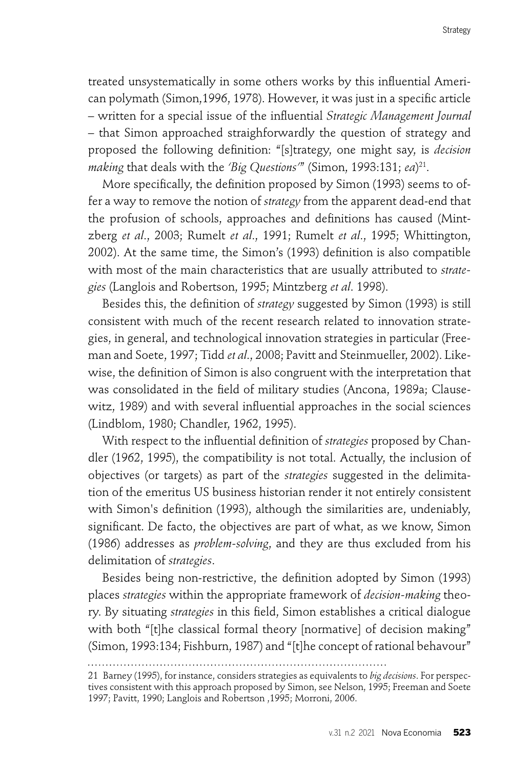treated unsystematically in some others works by this influential American polymath (Simon,1996, 1978). However, it was just in a specific article – written for a special issue of the influential *Strategic Management Journal* – that Simon approached straighforwardly the question of strategy and proposed the following definition: "[s]trategy, one might say, is *decision making* that deals with the *'Big Questions'*" (Simon, 1993:131; *ea*)[21].

More specifically, the definition proposed by Simon (1993) seems to offer a way to remove the notion of *strategy* from the apparent dead-end that the profusion of schools, approaches and definitions has caused (Mintzberg *et al*., 2003; Rumelt *et al*., 1991; Rumelt *et al*., 1995; Whittington, 2002). At the same time, the Simon's (1993) definition is also compatible with most of the main characteristics that are usually attributed to *strategies* (Langlois and Robertson, 1995; Mintzberg *et al*. 1998).

Besides this, the definition of *strategy* suggested by Simon (1993) is still consistent with much of the recent research related to innovation strategies, in general, and technological innovation strategies in particular (Freeman and Soete, 1997; Tidd *et al*., 2008; Pavitt and Steinmueller, 2002). Likewise, the definition of Simon is also congruent with the interpretation that was consolidated in the field of military studies (Ancona, 1989a; Clausewitz, 1989) and with several influential approaches in the social sciences (Lindblom, 1980; Chandler, 1962, 1995).

With respect to the influential definition of *strategies* proposed by Chandler (1962, 1995), the compatibility is not total. Actually, the inclusion of objectives (or targets) as part of the *strategies* suggested in the delimitation of the emeritus US business historian render it not entirely consistent with Simon's definition (1993), although the similarities are, undeniably, significant. De facto, the objectives are part of what, as we know, Simon (1986) addresses as *problem-solving*, and they are thus excluded from his delimitation of *strategies*.

Besides being non-restrictive, the definition adopted by Simon (1993) places *strategies* within the appropriate framework of *decision-making* theory. By situating *strategies* in this field, Simon establishes a critical dialogue with both "[t]he classical formal theory [normative] of decision making" (Simon, 1993:134; Fishburn, 1987) and "[t]he concept of rational behaviour"

---

21 Barney (1995), for instance, considers strategies as equivalents to *big decisions*. For perspectives consistent with this approach proposed by Simon, see Nelson, 1995; Freeman and Soete 1997; Pavitt, 1990; Langlois and Robertson ,1995; Morroni, 2006.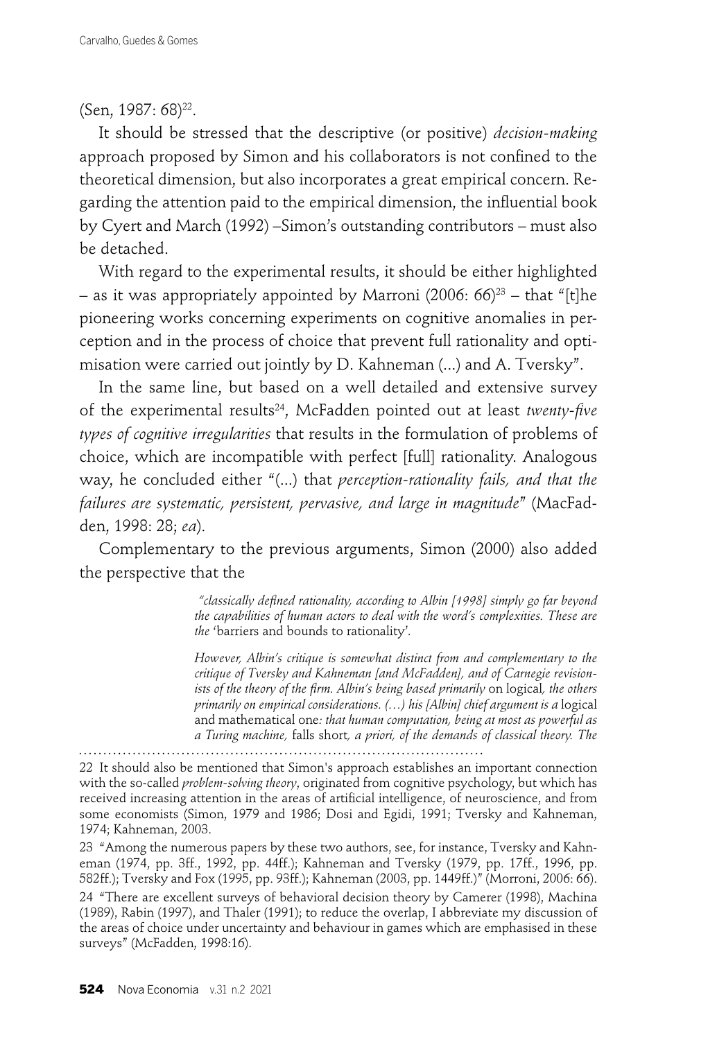(Sen, 1987: 68)[22].

It should be stressed that the descriptive (or positive) *decision-making* approach proposed by Simon and his collaborators is not confined to the theoretical dimension, but also incorporates a great empirical concern. Regarding the attention paid to the empirical dimension, the influential book by Cyert and March (1992) –Simon's outstanding contributors – must also be detached.

With regard to the experimental results, it should be either highlighted – as it was appropriately appointed by Marroni (2006: 66)[23] – that "[t]he pioneering works concerning experiments on cognitive anomalies in perception and in the process of choice that prevent full rationality and optimisation were carried out jointly by D. Kahneman (...) and A. Tversky".

In the same line, but based on a well detailed and extensive survey of the experimental results[24], McFadden pointed out at least *twenty-five types of cognitive irregularities* that results in the formulation of problems of choice, which are incompatible with perfect [full] rationality. Analogous way, he concluded either "(...) that *perception-rationality fails, and that the failures are systematic, persistent, pervasive, and large in magnitude*" (MacFadden, 1998: 28; *ea*).

Complementary to the previous arguments, Simon (2000) also added the perspective that the

> *"classically defined rationality, according to Albin [1998] simply go far beyond the capabilities of human actors to deal with the word's complexities. These are the* 'barriers and bounds to rationality'*.*
>
> *However, Albin's critique is somewhat distinct from and complementary to the critique of Tversky and Kahneman [and McFadden], and of Carnegie revisionists of the theory of the firm. Albin's being based primarily* on logical*, the others primarily on empirical considerations. (…) his [Albin] chief argument is a* logical and mathematical one*: that human computation, being at most as powerful as a Turing machine,* falls short*, a priori, of the demands of classical theory. The*

---

22 It should also be mentioned that Simon's approach establishes an important connection with the so-called *problem-solving theory*, originated from cognitive psychology, but which has received increasing attention in the areas of artificial intelligence, of neuroscience, and from some economists (Simon, 1979 and 1986; Dosi and Egidi, 1991; Tversky and Kahneman, 1974; Kahneman, 2003.

23 "Among the numerous papers by these two authors, see, for instance, Tversky and Kahneman (1974, pp. 3ff., 1992, pp. 44ff.); Kahneman and Tversky (1979, pp. 17ff., 1996, pp. 582ff.); Tversky and Fox (1995, pp. 93ff.); Kahneman (2003, pp. 1449ff.)" (Morroni, 2006: 66).

24 "There are excellent surveys of behavioral decision theory by Camerer (1998), Machina (1989), Rabin (1997), and Thaler (1991); to reduce the overlap, I abbreviate my discussion of the areas of choice under uncertainty and behaviour in games which are emphasised in these surveys" (McFadden, 1998:16).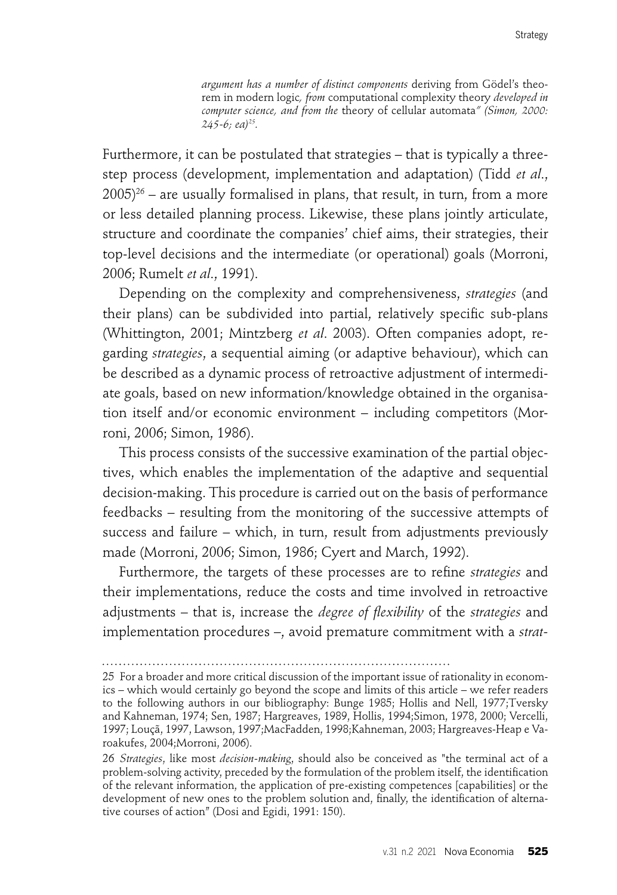*argument has a number of distinct components* deriving from Gödel's theorem in modern logic*, from* computational complexity theory *developed in computer science, and from the* theory of cellular automata*" (Simon, 2000: 245-6; ea)*[25].

Furthermore, it can be postulated that strategies – that is typically a three-step process (development, implementation and adaptation) (Tidd *et al*., 2005)[26] – are usually formalised in plans, that result, in turn, from a more or less detailed planning process. Likewise, these plans jointly articulate, structure and coordinate the companies' chief aims, their strategies, their top-level decisions and the intermediate (or operational) goals (Morroni, 2006; Rumelt *et al*., 1991).

Depending on the complexity and comprehensiveness, *strategies* (and their plans) can be subdivided into partial, relatively specific sub-plans (Whittington, 2001; Mintzberg *et al*. 2003). Often companies adopt, regarding *strategies*, a sequential aiming (or adaptive behaviour), which can be described as a dynamic process of retroactive adjustment of intermediate goals, based on new information/knowledge obtained in the organisation itself and/or economic environment – including competitors (Morroni, 2006; Simon, 1986).

This process consists of the successive examination of the partial objectives, which enables the implementation of the adaptive and sequential decision-making. This procedure is carried out on the basis of performance feedbacks – resulting from the monitoring of the successive attempts of success and failure – which, in turn, result from adjustments previously made (Morroni, 2006; Simon, 1986; Cyert and March, 1992).

Furthermore, the targets of these processes are to refine *strategies* and their implementations, reduce the costs and time involved in retroactive adjustments – that is, increase the *degree of flexibility* of the *strategies* and implementation procedures –, avoid premature commitment with a *strat-*

---

25 For a broader and more critical discussion of the important issue of rationality in economics – which would certainly go beyond the scope and limits of this article – we refer readers to the following authors in our bibliography: Bunge 1985; Hollis and Nell, 1977;Tversky and Kahneman, 1974; Sen, 1987; Hargreaves, 1989, Hollis, 1994;Simon, 1978, 2000; Vercelli, 1997; Louçã, 1997, Lawson, 1997;MacFadden, 1998;Kahneman, 2003; Hargreaves-Heap e Varoakufes, 2004;Morroni, 2006).

26 *Strategies*, like most *decision-making*, should also be conceived as "the terminal act of a problem-solving activity, preceded by the formulation of the problem itself, the identification of the relevant information, the application of pre-existing competences [capabilities] or the development of new ones to the problem solution and, finally, the identification of alternative courses of action" (Dosi and Egidi, 1991: 150).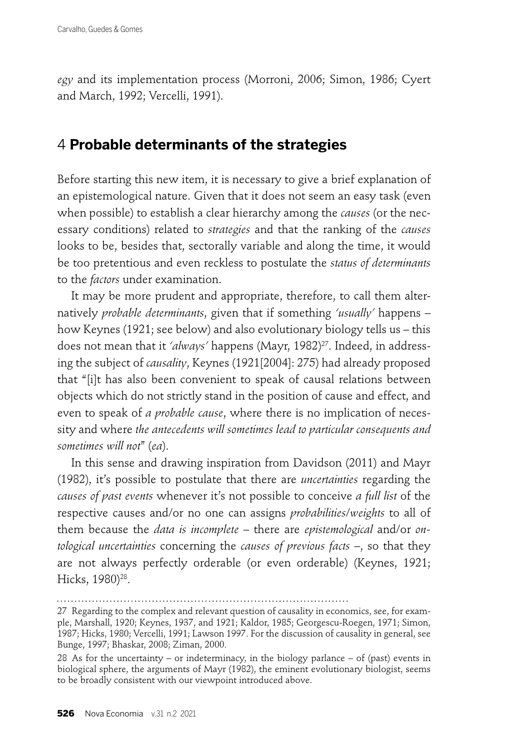*egy* and its implementation process (Morroni, 2006; Simon, 1986; Cyert and March, 1992; Vercelli, 1991).

## 4 **Probable determinants of the strategies**

Before starting this new item, it is necessary to give a brief explanation of an epistemological nature. Given that it does not seem an easy task (even when possible) to establish a clear hierarchy among the *causes* (or the necessary conditions) related to *strategies* and that the ranking of the *causes* looks to be, besides that, sectorally variable and along the time, it would be too pretentious and even reckless to postulate the *status of determinants* to the *factors* under examination.

It may be more prudent and appropriate, therefore, to call them alternatively *probable determinants*, given that if something *'usually'* happens – how Keynes (1921; see below) and also evolutionary biology tells us – this does not mean that it *'always'* happens (Mayr, 1982)[27]. Indeed, in addressing the subject of *causality*, Keynes (1921[2004]: 275) had already proposed that "[i]t has also been convenient to speak of causal relations between objects which do not strictly stand in the position of cause and effect, and even to speak of *a probable cause*, where there is no implication of necessity and where *the antecedents will sometimes lead to particular consequents and sometimes will not*" (*ea*).

In this sense and drawing inspiration from Davidson (2011) and Mayr (1982), it's possible to postulate that there are *uncertainties* regarding the *causes of past events* whenever it's not possible to conceive *a full list* of the respective causes and/or no one can assigns *probabilities/weights* to all of them because the *data is incomplete* – there are *epistemological* and/or *ontological uncertainties* concerning the *causes of previous facts* –, so that they are not always perfectly orderable (or even orderable) (Keynes, 1921; Hicks, 1980)[28].

---

27 Regarding to the complex and relevant question of causality in economics, see, for example, Marshall, 1920; Keynes, 1937, and 1921; Kaldor, 1985; Georgescu-Roegen, 1971; Simon, 1987; Hicks, 1980; Vercelli, 1991; Lawson 1997. For the discussion of causality in general, see Bunge, 1997; Bhaskar, 2008; Ziman, 2000.

28 As for the uncertainty – or indeterminacy, in the biology parlance – of (past) events in biological sphere, the arguments of Mayr (1982), the eminent evolutionary biologist, seems to be broadly consistent with our viewpoint introduced above.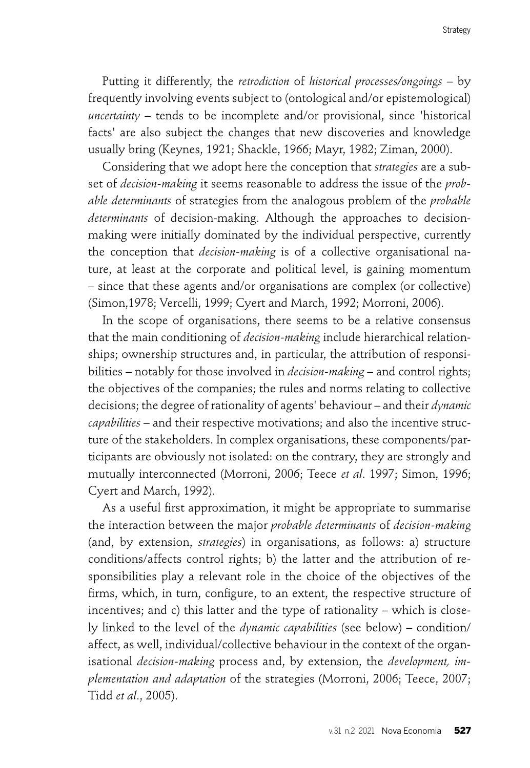Putting it differently, the *retrodiction* of *historical processes/ongoings* – by frequently involving events subject to (ontological and/or epistemological) *uncertainty* – tends to be incomplete and/or provisional, since 'historical facts' are also subject the changes that new discoveries and knowledge usually bring (Keynes, 1921; Shackle, 1966; Mayr, 1982; Ziman, 2000).

Considering that we adopt here the conception that *strategies* are a subset of *decision-making* it seems reasonable to address the issue of the *probable determinants* of strategies from the analogous problem of the *probable determinants* of decision-making. Although the approaches to decision-making were initially dominated by the individual perspective, currently the conception that *decision-making* is of a collective organisational nature, at least at the corporate and political level, is gaining momentum – since that these agents and/or organisations are complex (or collective) (Simon,1978; Vercelli, 1999; Cyert and March, 1992; Morroni, 2006).

In the scope of organisations, there seems to be a relative consensus that the main conditioning of *decision-making* include hierarchical relationships; ownership structures and, in particular, the attribution of responsibilities – notably for those involved in *decision-making* – and control rights; the objectives of the companies; the rules and norms relating to collective decisions; the degree of rationality of agents' behaviour – and their *dynamic capabilities* – and their respective motivations; and also the incentive structure of the stakeholders. In complex organisations, these components/participants are obviously not isolated: on the contrary, they are strongly and mutually interconnected (Morroni, 2006; Teece *et al*. 1997; Simon, 1996; Cyert and March, 1992).

As a useful first approximation, it might be appropriate to summarise the interaction between the major *probable determinants* of *decision-making* (and, by extension, *strategies*) in organisations, as follows: a) structure conditions/affects control rights; b) the latter and the attribution of responsibilities play a relevant role in the choice of the objectives of the firms, which, in turn, configure, to an extent, the respective structure of incentives; and c) this latter and the type of rationality – which is closely linked to the level of the *dynamic capabilities* (see below) – condition/affect, as well, individual/collective behaviour in the context of the organisational *decision-making* process and, by extension, the *development, implementation and adaptation* of the strategies (Morroni, 2006; Teece, 2007; Tidd *et al*., 2005).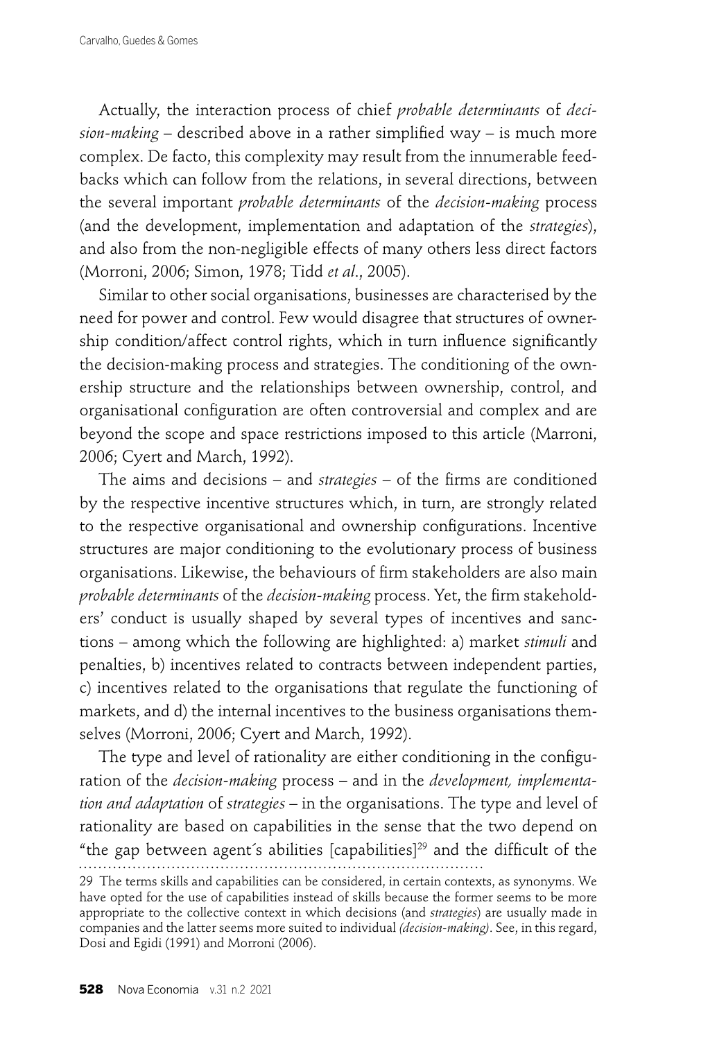Actually, the interaction process of chief *probable determinants* of *decision-making* – described above in a rather simplified way – is much more complex. De facto, this complexity may result from the innumerable feedbacks which can follow from the relations, in several directions, between the several important *probable determinants* of the *decision-making* process (and the development, implementation and adaptation of the *strategies*), and also from the non-negligible effects of many others less direct factors (Morroni, 2006; Simon, 1978; Tidd *et al*., 2005).

Similar to other social organisations, businesses are characterised by the need for power and control. Few would disagree that structures of ownership condition/affect control rights, which in turn influence significantly the decision-making process and strategies. The conditioning of the ownership structure and the relationships between ownership, control, and organisational configuration are often controversial and complex and are beyond the scope and space restrictions imposed to this article (Marroni, 2006; Cyert and March, 1992).

The aims and decisions – and *strategies* – of the firms are conditioned by the respective incentive structures which, in turn, are strongly related to the respective organisational and ownership configurations. Incentive structures are major conditioning to the evolutionary process of business organisations. Likewise, the behaviours of firm stakeholders are also main *probable determinants* of the *decision-making* process. Yet, the firm stakeholders' conduct is usually shaped by several types of incentives and sanctions – among which the following are highlighted: a) market *stimuli* and penalties, b) incentives related to contracts between independent parties, c) incentives related to the organisations that regulate the functioning of markets, and d) the internal incentives to the business organisations themselves (Morroni, 2006; Cyert and March, 1992).

The type and level of rationality are either conditioning in the configuration of the *decision-making* process – and in the *development, implementation and adaptation* of *strategies* – in the organisations. The type and level of rationality are based on capabilities in the sense that the two depend on "the gap between agent´s abilities [capabilities][29] and the difficult of the

---

29 The terms skills and capabilities can be considered, in certain contexts, as synonyms. We have opted for the use of capabilities instead of skills because the former seems to be more appropriate to the collective context in which decisions (and *strategies*) are usually made in companies and the latter seems more suited to individual *(decision-making)*. See, in this regard, Dosi and Egidi (1991) and Morroni (2006).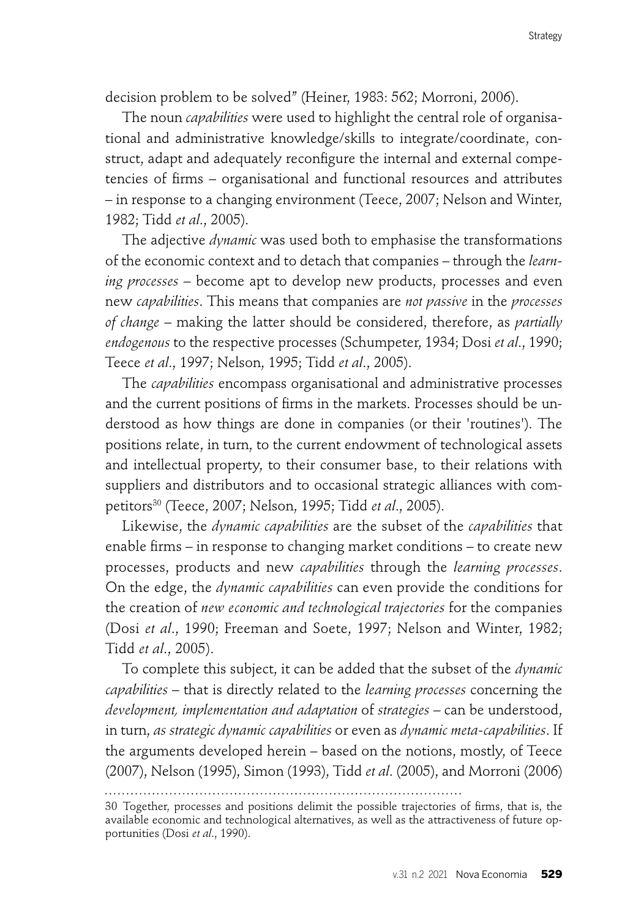decision problem to be solved" (Heiner, 1983: 562; Morroni, 2006).

The noun *capabilities* were used to highlight the central role of organisational and administrative knowledge/skills to integrate/coordinate, construct, adapt and adequately reconfigure the internal and external competencies of firms – organisational and functional resources and attributes – in response to a changing environment (Teece, 2007; Nelson and Winter, 1982; Tidd *et al*., 2005).

The adjective *dynamic* was used both to emphasise the transformations of the economic context and to detach that companies – through the *learning processes* – become apt to develop new products, processes and even new *capabilities*. This means that companies are *not passive* in the *processes of change* – making the latter should be considered, therefore, as *partially endogenous* to the respective processes (Schumpeter, 1934; Dosi *et al*., 1990; Teece *et al*., 1997; Nelson, 1995; Tidd *et al*., 2005).

The *capabilities* encompass organisational and administrative processes and the current positions of firms in the markets. Processes should be understood as how things are done in companies (or their 'routines'). The positions relate, in turn, to the current endowment of technological assets and intellectual property, to their consumer base, to their relations with suppliers and distributors and to occasional strategic alliances with competitors[30] (Teece, 2007; Nelson, 1995; Tidd *et al*., 2005).

Likewise, the *dynamic capabilities* are the subset of the *capabilities* that enable firms – in response to changing market conditions – to create new processes, products and new *capabilities* through the *learning processes*. On the edge, the *dynamic capabilities* can even provide the conditions for the creation of *new economic and technological trajectories* for the companies (Dosi *et al*., 1990; Freeman and Soete, 1997; Nelson and Winter, 1982; Tidd *et al*., 2005).

To complete this subject, it can be added that the subset of the *dynamic capabilities* – that is directly related to the *learning processes* concerning the *development, implementation and adaptation* of *strategies* – can be understood, in turn, *as strategic dynamic capabilities* or even as *dynamic meta-capabilities*. If the arguments developed herein – based on the notions, mostly, of Teece (2007), Nelson (1995), Simon (1993), Tidd *et al*. (2005), and Morroni (2006)

---

30 Together, processes and positions delimit the possible trajectories of firms, that is, the available economic and technological alternatives, as well as the attractiveness of future opportunities (Dosi *et al*., 1990).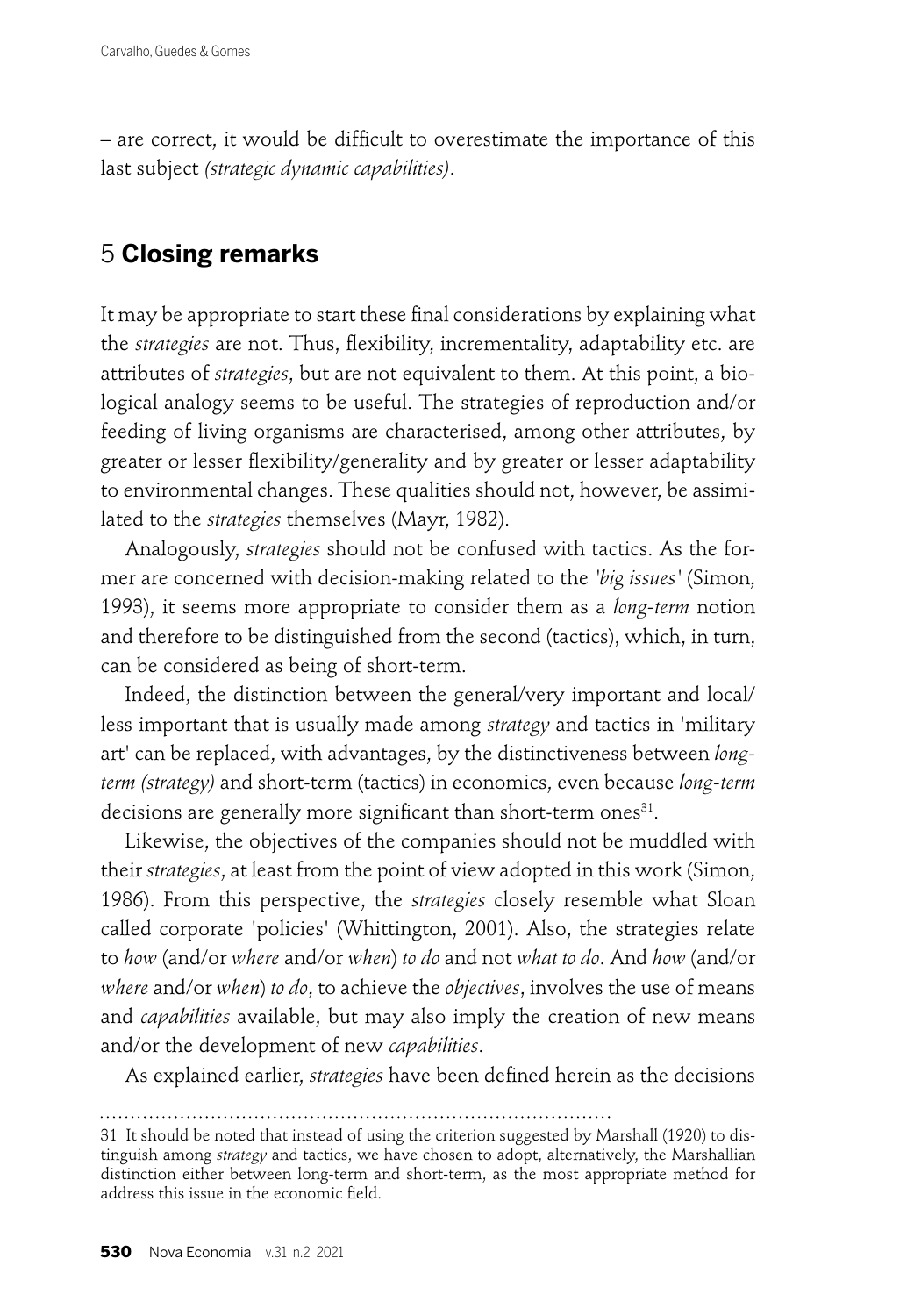– are correct, it would be difficult to overestimate the importance of this last subject *(strategic dynamic capabilities)*.

## 5 **Closing remarks**

It may be appropriate to start these final considerations by explaining what the *strategies* are not. Thus, flexibility, incrementality, adaptability etc. are attributes of *strategies*, but are not equivalent to them. At this point, a biological analogy seems to be useful. The strategies of reproduction and/or feeding of living organisms are characterised, among other attributes, by greater or lesser flexibility/generality and by greater or lesser adaptability to environmental changes. These qualities should not, however, be assimilated to the *strategies* themselves (Mayr, 1982).

Analogously, *strategies* should not be confused with tactics. As the former are concerned with decision-making related to the *'big issues'* (Simon, 1993), it seems more appropriate to consider them as a *long-term* notion and therefore to be distinguished from the second (tactics), which, in turn, can be considered as being of short-term.

Indeed, the distinction between the general/very important and local/less important that is usually made among *strategy* and tactics in 'military art' can be replaced, with advantages, by the distinctiveness between *long-term (strategy)* and short-term (tactics) in economics, even because *long-term* decisions are generally more significant than short-term ones[31].

Likewise, the objectives of the companies should not be muddled with their *strategies*, at least from the point of view adopted in this work (Simon, 1986). From this perspective, the *strategies* closely resemble what Sloan called corporate 'policies' (Whittington, 2001). Also, the strategies relate to *how* (and/or *where* and/or *when*) *to do* and not *what to do*. And *how* (and/or *where* and/or *when*) *to do*, to achieve the *objectives*, involves the use of means and *capabilities* available, but may also imply the creation of new means and/or the development of new *capabilities*.

As explained earlier, *strategies* have been defined herein as the decisions

31 It should be noted that instead of using the criterion suggested by Marshall (1920) to distinguish among *strategy* and tactics, we have chosen to adopt, alternatively, the Marshallian distinction either between long-term and short-term, as the most appropriate method for address this issue in the economic field.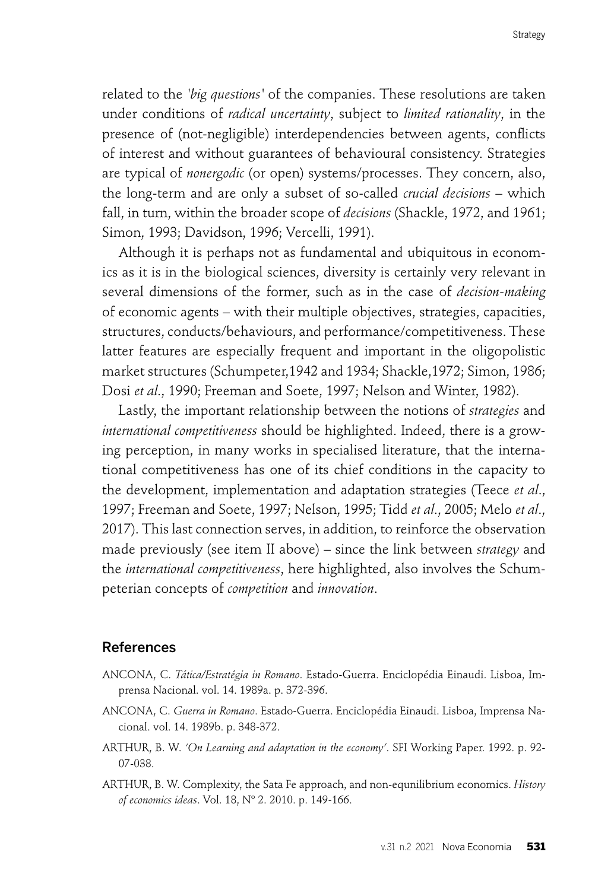related to the *'big questions'* of the companies. These resolutions are taken under conditions of *radical uncertainty*, subject to *limited rationality*, in the presence of (not-negligible) interdependencies between agents, conflicts of interest and without guarantees of behavioural consistency. Strategies are typical of *nonergodic* (or open) systems/processes. They concern, also, the long-term and are only a subset of so-called *crucial decisions* – which fall, in turn, within the broader scope of *decisions* (Shackle, 1972, and 1961; Simon, 1993; Davidson, 1996; Vercelli, 1991).

Although it is perhaps not as fundamental and ubiquitous in economics as it is in the biological sciences, diversity is certainly very relevant in several dimensions of the former, such as in the case of *decision-making* of economic agents – with their multiple objectives, strategies, capacities, structures, conducts/behaviours, and performance/competitiveness. These latter features are especially frequent and important in the oligopolistic market structures (Schumpeter,1942 and 1934; Shackle,1972; Simon, 1986; Dosi *et al*., 1990; Freeman and Soete, 1997; Nelson and Winter, 1982).

Lastly, the important relationship between the notions of *strategies* and *international competitiveness* should be highlighted. Indeed, there is a growing perception, in many works in specialised literature, that the international competitiveness has one of its chief conditions in the capacity to the development, implementation and adaptation strategies (Teece *et al*., 1997; Freeman and Soete, 1997; Nelson, 1995; Tidd *et al*., 2005; Melo *et al*., 2017). This last connection serves, in addition, to reinforce the observation made previously (see item II above) – since the link between *strategy* and the *international competitiveness*, here highlighted, also involves the Schumpeterian concepts of *competition* and *innovation*.

## References

ANCONA, C. *Tática/Estratégia in Romano*. Estado-Guerra. Enciclopédia Einaudi. Lisboa, Imprensa Nacional. vol. 14. 1989a. p. 372-396.

ANCONA, C. *Guerra in Romano*. Estado-Guerra. Enciclopédia Einaudi. Lisboa, Imprensa Nacional. vol. 14. 1989b. p. 348-372.

ARTHUR, B. W. *'On Learning and adaptation in the economy'*. SFI Working Paper. 1992. p. 92-07-038.

ARTHUR, B. W. Complexity, the Sata Fe approach, and non-equnilibrium economics. *History of economics ideas*. Vol. 18, N° 2. 2010. p. 149-166.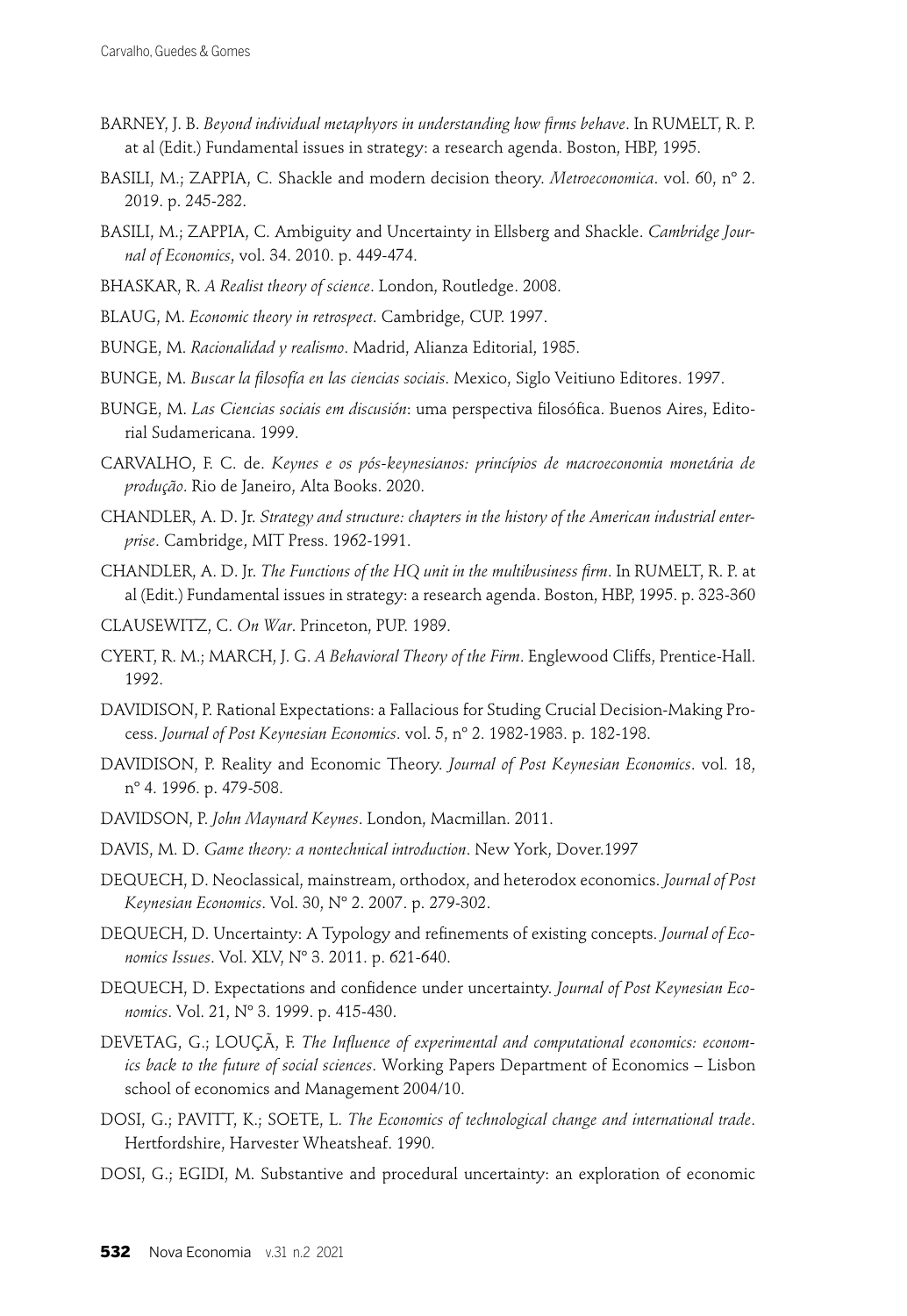BARNEY, J. B. *Beyond individual metaphyors in understanding how firms behave*. In RUMELT, R. P. at al (Edit.) Fundamental issues in strategy: a research agenda. Boston, HBP, 1995.

BASILI, M.; ZAPPIA, C. Shackle and modern decision theory. *Metroeconomica*. vol. 60, nº 2. 2019. p. 245-282.

BASILI, M.; ZAPPIA, C. Ambiguity and Uncertainty in Ellsberg and Shackle. *Cambridge Journal of Economics*, vol. 34. 2010. p. 449-474.

BHASKAR, R. *A Realist theory of science*. London, Routledge. 2008.

BLAUG, M. *Economic theory in retrospect*. Cambridge, CUP. 1997.

BUNGE, M. *Racionalidad y realismo*. Madrid, Alianza Editorial, 1985.

BUNGE, M. *Buscar la filosofía en las ciencias sociais*. Mexico, Siglo Veitiuno Editores. 1997.

BUNGE, M. *Las Ciencias sociais em discusión*: uma perspectiva filosófica. Buenos Aires, Editorial Sudamericana. 1999.

CARVALHO, F. C. de. *Keynes e os pós-keynesianos: princípios de macroeconomia monetária de produção*. Rio de Janeiro, Alta Books. 2020.

CHANDLER, A. D. Jr. *Strategy and structure: chapters in the history of the American industrial enterprise*. Cambridge, MIT Press. 1962-1991.

CHANDLER, A. D. Jr. *The Functions of the HQ unit in the multibusiness firm*. In RUMELT, R. P. at al (Edit.) Fundamental issues in strategy: a research agenda. Boston, HBP, 1995. p. 323-360

CLAUSEWITZ, C. *On War*. Princeton, PUP. 1989.

CYERT, R. M.; MARCH, J. G. *A Behavioral Theory of the Firm*. Englewood Cliffs, Prentice-Hall. 1992.

DAVIDISON, P. Rational Expectations: a Fallacious for Studing Crucial Decision-Making Process. *Journal of Post Keynesian Economics*. vol. 5, nº 2. 1982-1983. p. 182-198.

DAVIDISON, P. Reality and Economic Theory. *Journal of Post Keynesian Economics*. vol. 18, nº 4. 1996. p. 479-508.

DAVIDSON, P. *John Maynard Keynes*. London, Macmillan. 2011.

DAVIS, M. D. *Game theory: a nontechnical introduction*. New York, Dover.1997

DEQUECH, D. Neoclassical, mainstream, orthodox, and heterodox economics. *Journal of Post Keynesian Economics*. Vol. 30, Nº 2. 2007. p. 279-302.

DEQUECH, D. Uncertainty: A Typology and refinements of existing concepts. *Journal of Economics Issues*. Vol. XLV, Nº 3. 2011. p. 621-640.

DEQUECH, D. Expectations and confidence under uncertainty. *Journal of Post Keynesian Economics*. Vol. 21, Nº 3. 1999. p. 415-430.

DEVETAG, G.; LOUÇÃ, F. *The Influence of experimental and computational economics: economics back to the future of social sciences*. Working Papers Department of Economics – Lisbon school of economics and Management 2004/10.

DOSI, G.; PAVITT, K.; SOETE, L. *The Economics of technological change and international trade*. Hertfordshire, Harvester Wheatsheaf. 1990.

DOSI, G.; EGIDI, M. Substantive and procedural uncertainty: an exploration of economic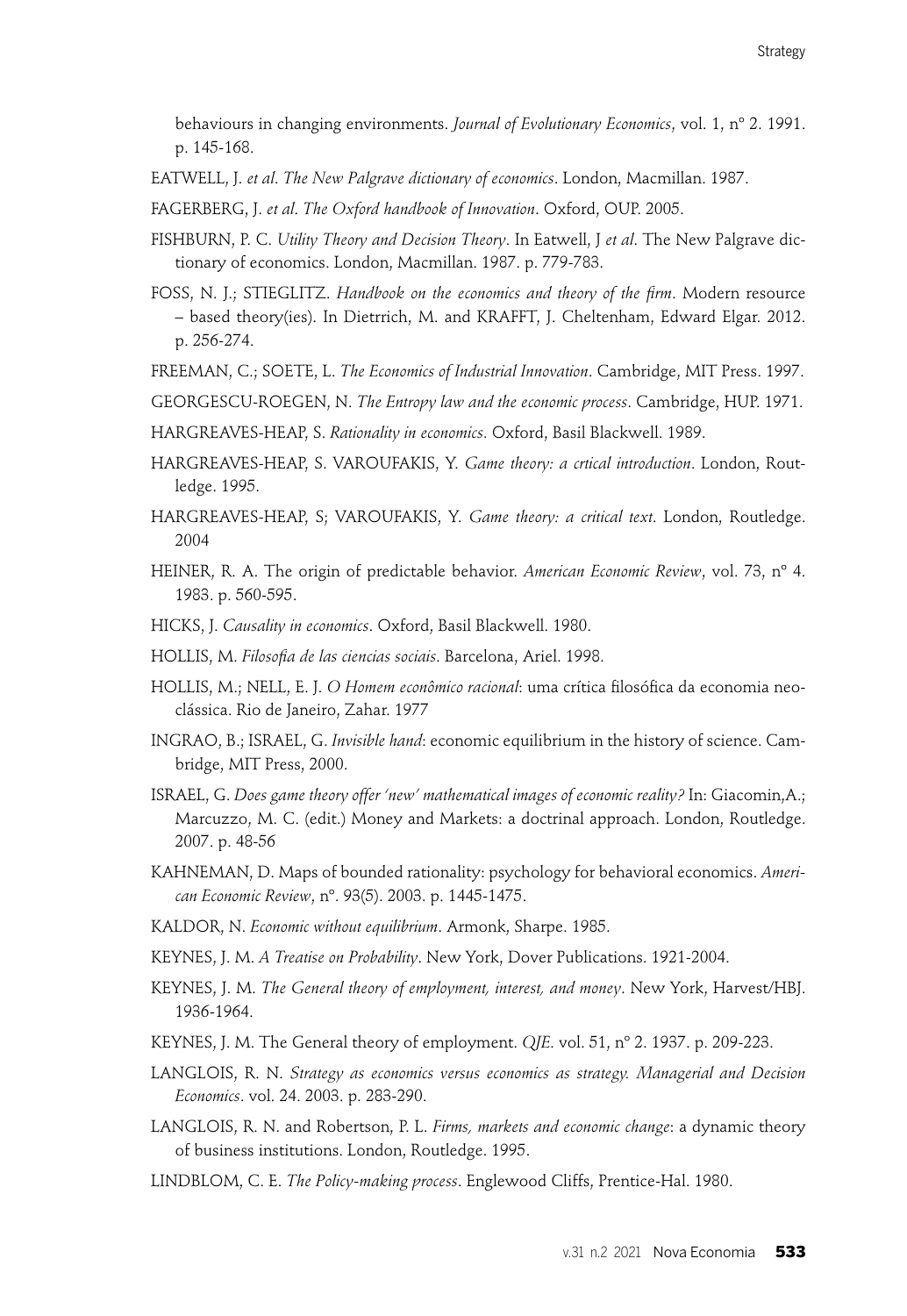behaviours in changing environments. *Journal of Evolutionary Economics*, vol. 1, nº 2. 1991. p. 145-168.

EATWELL, J. *et al*. *The New Palgrave dictionary of economics*. London, Macmillan. 1987.

FAGERBERG, J. *et al*. *The Oxford handbook of Innovation*. Oxford, OUP. 2005.

FISHBURN, P. C. *Utility Theory and Decision Theory*. In Eatwell, J *et al*. The New Palgrave dictionary of economics. London, Macmillan. 1987. p. 779-783.

FOSS, N. J.; STIEGLITZ. *Handbook on the economics and theory of the firm*. Modern resource – based theory(ies). In Dietrrich, M. and KRAFFT, J. Cheltenham, Edward Elgar. 2012. p. 256-274.

FREEMAN, C.; SOETE, L. *The Economics of Industrial Innovation*. Cambridge, MIT Press. 1997.

GEORGESCU-ROEGEN, N. *The Entropy law and the economic process*. Cambridge, HUP. 1971.

HARGREAVES-HEAP, S. *Rationality in economics*. Oxford, Basil Blackwell. 1989.

HARGREAVES-HEAP, S. VAROUFAKIS, Y. *Game theory: a crtical introduction*. London, Routledge. 1995.

HARGREAVES-HEAP, S; VAROUFAKIS, Y. *Game theory: a critical text.* London, Routledge. 2004

HEINER, R. A. The origin of predictable behavior. *American Economic Review*, vol. 73, nº 4. 1983. p. 560-595.

HICKS, J. *Causality in economics*. Oxford, Basil Blackwell. 1980.

HOLLIS, M. *Filosofia de las ciencias sociais*. Barcelona, Ariel. 1998.

HOLLIS, M.; NELL, E. J. *O Homem econômico racional*: uma crítica filosófica da economia neoclássica. Rio de Janeiro, Zahar. 1977

INGRAO, B.; ISRAEL, G. *Invisible hand*: economic equilibrium in the history of science. Cambridge, MIT Press, 2000.

ISRAEL, G. *Does game theory offer 'new' mathematical images of economic reality?* In: Giacomin,A.; Marcuzzo, M. C. (edit.) Money and Markets: a doctrinal approach. London, Routledge. 2007. p. 48-56

KAHNEMAN, D. Maps of bounded rationality: psychology for behavioral economics. *American Economic Review*, nº. 93(5). 2003. p. 1445-1475.

KALDOR, N. *Economic without equilibrium*. Armonk, Sharpe. 1985.

KEYNES, J. M. *A Treatise on Probability*. New York, Dover Publications. 1921-2004.

KEYNES, J. M. *The General theory of employment, interest, and money*. New York, Harvest/HBJ. 1936-1964.

KEYNES, J. M. The General theory of employment. *QJE*. vol. 51, nº 2. 1937. p. 209-223.

LANGLOIS, R. N. *Strategy as economics versus economics as strategy. Managerial and Decision Economics*. vol. 24. 2003. p. 283-290.

LANGLOIS, R. N. and Robertson, P. L. *Firms, markets and economic change*: a dynamic theory of business institutions. London, Routledge. 1995.

LINDBLOM, C. E. *The Policy-making process*. Englewood Cliffs, Prentice-Hal. 1980.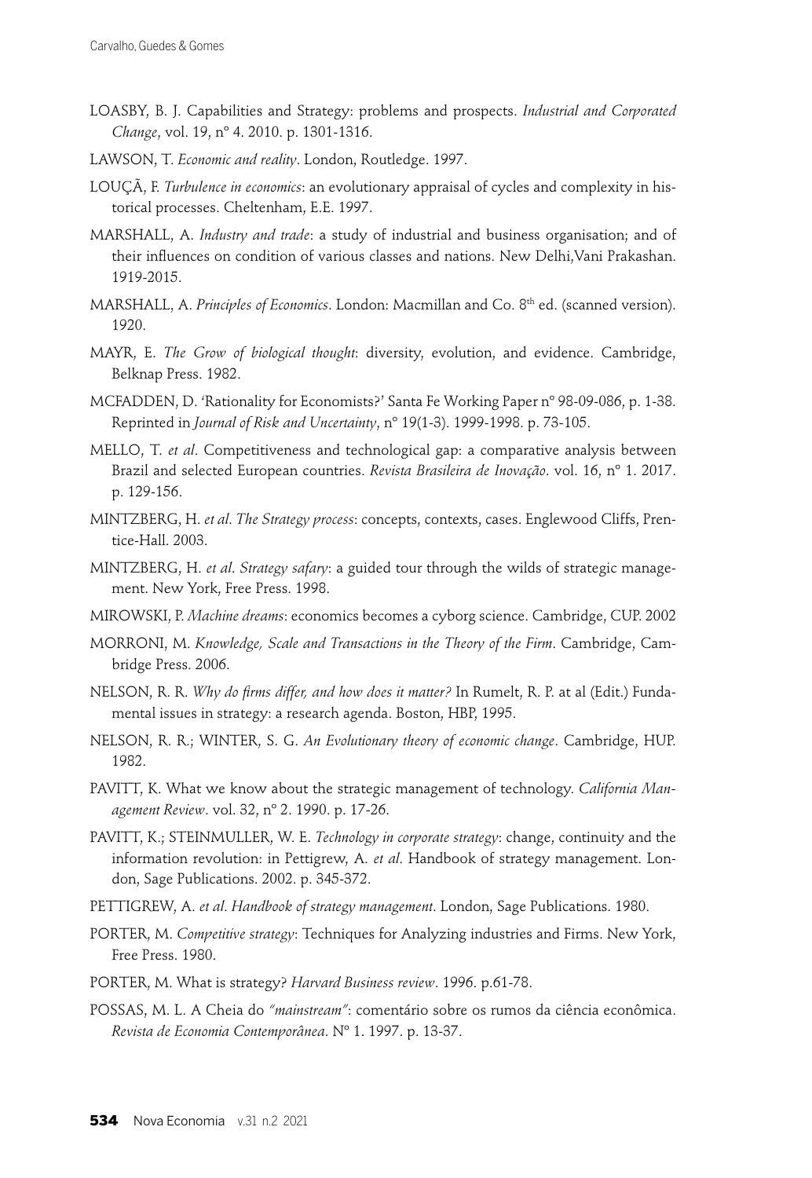LOASBY, B. J. Capabilities and Strategy: problems and prospects. *Industrial and Corporated Change*, vol. 19, nº 4. 2010. p. 1301-1316.

LAWSON, T. *Economic and reality*. London, Routledge. 1997.

LOUÇÃ, F. *Turbulence in economics*: an evolutionary appraisal of cycles and complexity in historical processes. Cheltenham, E.E. 1997.

MARSHALL, A. *Industry and trade*: a study of industrial and business organisation; and of their influences on condition of various classes and nations. New Delhi,Vani Prakashan. 1919-2015.

MARSHALL, A. *Principles of Economics*. London: Macmillan and Co. 8th ed. (scanned version). 1920.

MAYR, E. *The Grow of biological thought*: diversity, evolution, and evidence. Cambridge, Belknap Press. 1982.

MCFADDEN, D. 'Rationality for Economists?' Santa Fe Working Paper nº 98-09-086, p. 1-38. Reprinted in *Journal of Risk and Uncertainty*, nº 19(1-3). 1999-1998. p. 73-105.

MELLO, T. *et al*. Competitiveness and technological gap: a comparative analysis between Brazil and selected European countries. *Revista Brasileira de Inovação*. vol. 16, nº 1. 2017. p. 129-156.

MINTZBERG, H. *et al*. *The Strategy process*: concepts, contexts, cases. Englewood Cliffs, Prentice-Hall. 2003.

MINTZBERG, H. *et al*. *Strategy safary*: a guided tour through the wilds of strategic management. New York, Free Press. 1998.

MIROWSKI, P. *Machine dreams*: economics becomes a cyborg science. Cambridge, CUP. 2002

MORRONI, M. *Knowledge, Scale and Transactions in the Theory of the Firm*. Cambridge, Cambridge Press. 2006.

NELSON, R. R. *Why do firms differ, and how does it matter?* In Rumelt, R. P. at al (Edit.) Fundamental issues in strategy: a research agenda. Boston, HBP, 1995.

NELSON, R. R.; WINTER, S. G. *An Evolutionary theory of economic change*. Cambridge, HUP. 1982.

PAVITT, K. What we know about the strategic management of technology. *California Management Review*. vol. 32, nº 2. 1990. p. 17-26.

PAVITT, K.; STEINMULLER, W. E. *Technology in corporate strategy*: change, continuity and the information revolution: in Pettigrew, A. *et al*. Handbook of strategy management. London, Sage Publications. 2002. p. 345-372.

PETTIGREW, A. *et al*. *Handbook of strategy management*. London, Sage Publications. 1980.

PORTER, M. *Competitive strategy*: Techniques for Analyzing industries and Firms. New York, Free Press. 1980.

PORTER, M. What is strategy? *Harvard Business review*. 1996. p.61-78.

POSSAS, M. L. A Cheia do *"mainstream"*: comentário sobre os rumos da ciência econômica. *Revista de Economia Contemporânea*. Nº 1. 1997. p. 13-37.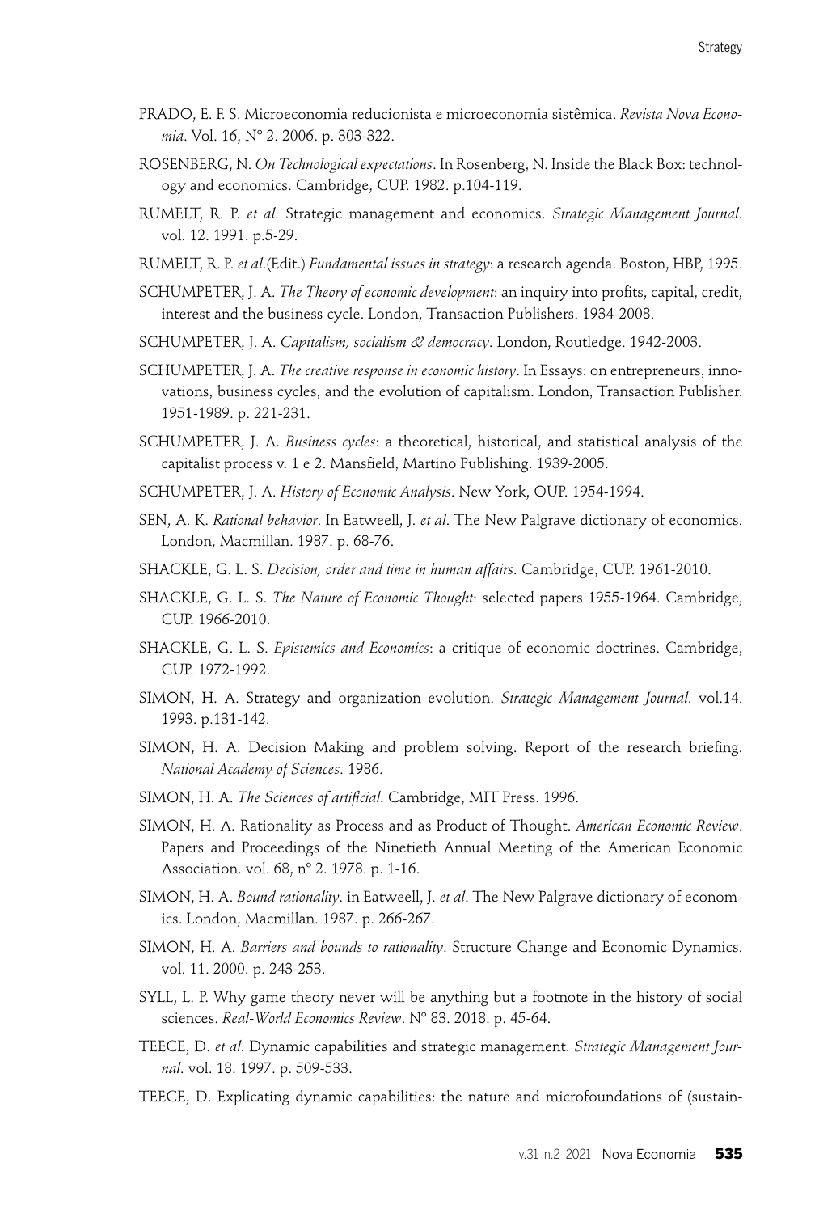PRADO, E. F. S. Microeconomia reducionista e microeconomia sistêmica. *Revista Nova Economia*. Vol. 16, Nº 2. 2006. p. 303-322.

ROSENBERG, N. *On Technological expectations*. In Rosenberg, N. Inside the Black Box: technology and economics. Cambridge, CUP. 1982. p.104-119.

RUMELT, R. P. *et al*. Strategic management and economics. *Strategic Management Journal*. vol. 12. 1991. p.5-29.

RUMELT, R. P. *et al*.(Edit.) *Fundamental issues in strategy*: a research agenda. Boston, HBP, 1995.

SCHUMPETER, J. A. *The Theory of economic development*: an inquiry into profits, capital, credit, interest and the business cycle. London, Transaction Publishers. 1934-2008.

SCHUMPETER, J. A. *Capitalism, socialism & democracy*. London, Routledge. 1942-2003.

SCHUMPETER, J. A. *The creative response in economic history*. In Essays: on entrepreneurs, innovations, business cycles, and the evolution of capitalism. London, Transaction Publisher. 1951-1989. p. 221-231.

SCHUMPETER, J. A. *Business cycles*: a theoretical, historical, and statistical analysis of the capitalist process v. 1 e 2. Mansfield, Martino Publishing. 1939-2005.

SCHUMPETER, J. A. *History of Economic Analysis*. New York, OUP. 1954-1994.

SEN, A. K. *Rational behavior*. In Eatweell, J. *et al*. The New Palgrave dictionary of economics. London, Macmillan. 1987. p. 68-76.

SHACKLE, G. L. S. *Decision, order and time in human affairs*. Cambridge, CUP. 1961-2010.

SHACKLE, G. L. S. *The Nature of Economic Thought*: selected papers 1955-1964. Cambridge, CUP. 1966-2010.

SHACKLE, G. L. S. *Epistemics and Economics*: a critique of economic doctrines. Cambridge, CUP. 1972-1992.

SIMON, H. A. Strategy and organization evolution. *Strategic Management Journal*. vol.14. 1993. p.131-142.

SIMON, H. A. Decision Making and problem solving. Report of the research briefing. *National Academy of Sciences*. 1986.

SIMON, H. A. *The Sciences of artificial*. Cambridge, MIT Press. 1996.

SIMON, H. A. Rationality as Process and as Product of Thought. *American Economic Review*. Papers and Proceedings of the Ninetieth Annual Meeting of the American Economic Association. vol. 68, nº 2. 1978. p. 1-16.

SIMON, H. A. *Bound rationality*. in Eatweell, J. *et al*. The New Palgrave dictionary of economics. London, Macmillan. 1987. p. 266-267.

SIMON, H. A. *Barriers and bounds to rationality*. Structure Change and Economic Dynamics. vol. 11. 2000. p. 243-253.

SYLL, L. P. Why game theory never will be anything but a footnote in the history of social sciences. *Real-World Economics Review*. Nº 83. 2018. p. 45-64.

TEECE, D. *et al*. Dynamic capabilities and strategic management. *Strategic Management Journal*. vol. 18. 1997. p. 509-533.

TEECE, D. Explicating dynamic capabilities: the nature and microfoundations of (sustain-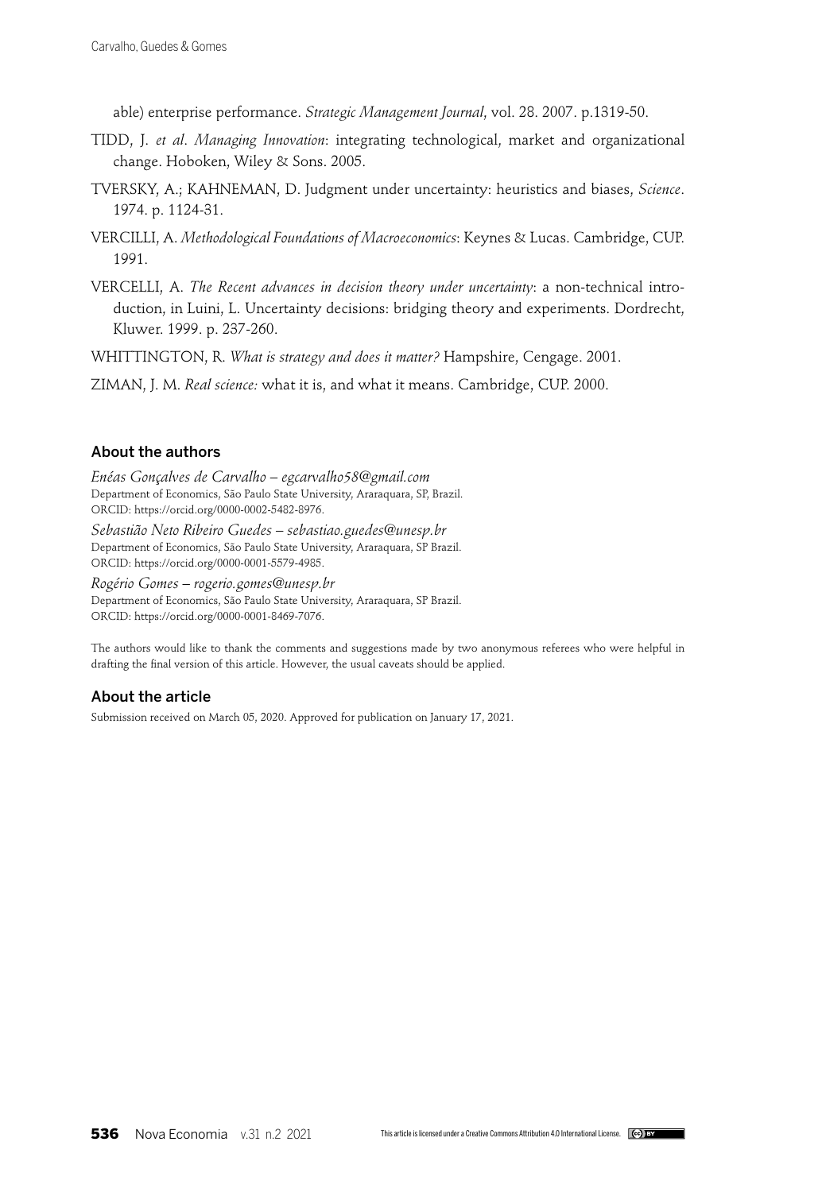able) enterprise performance. *Strategic Management Journal*, vol. 28. 2007. p.1319-50.

TIDD, J. *et al*. *Managing Innovation*: integrating technological, market and organizational change. Hoboken, Wiley & Sons. 2005.

TVERSKY, A.; KAHNEMAN, D. Judgment under uncertainty: heuristics and biases, *Science*. 1974. p. 1124-31.

VERCILLI, A. *Methodological Foundations of Macroeconomics*: Keynes & Lucas. Cambridge, CUP. 1991.

VERCELLI, A. *The Recent advances in decision theory under uncertainty*: a non-technical introduction, in Luini, L. Uncertainty decisions: bridging theory and experiments. Dordrecht, Kluwer. 1999. p. 237-260.

WHITTINGTON, R. *What is strategy and does it matter?* Hampshire, Cengage. 2001.

ZIMAN, J. M. *Real science:* what it is, and what it means. Cambridge, CUP. 2000.

## About the authors

*Enéas Gonçalves de Carvalho – egcarvalho58@gmail.com*
Department of Economics, São Paulo State University, Araraquara, SP, Brazil.
ORCID: https://orcid.org/0000-0002-5482-8976.

*Sebastião Neto Ribeiro Guedes – sebastiao.guedes@unesp.br*
Department of Economics, São Paulo State University, Araraquara, SP Brazil.
ORCID: https://orcid.org/0000-0001-5579-4985.

*Rogério Gomes – rogerio.gomes@unesp.br*
Department of Economics, São Paulo State University, Araraquara, SP Brazil.
ORCID: https://orcid.org/0000-0001-8469-7076.

The authors would like to thank the comments and suggestions made by two anonymous referees who were helpful in drafting the final version of this article. However, the usual caveats should be applied.

## About the article

Submission received on March 05, 2020. Approved for publication on January 17, 2021.